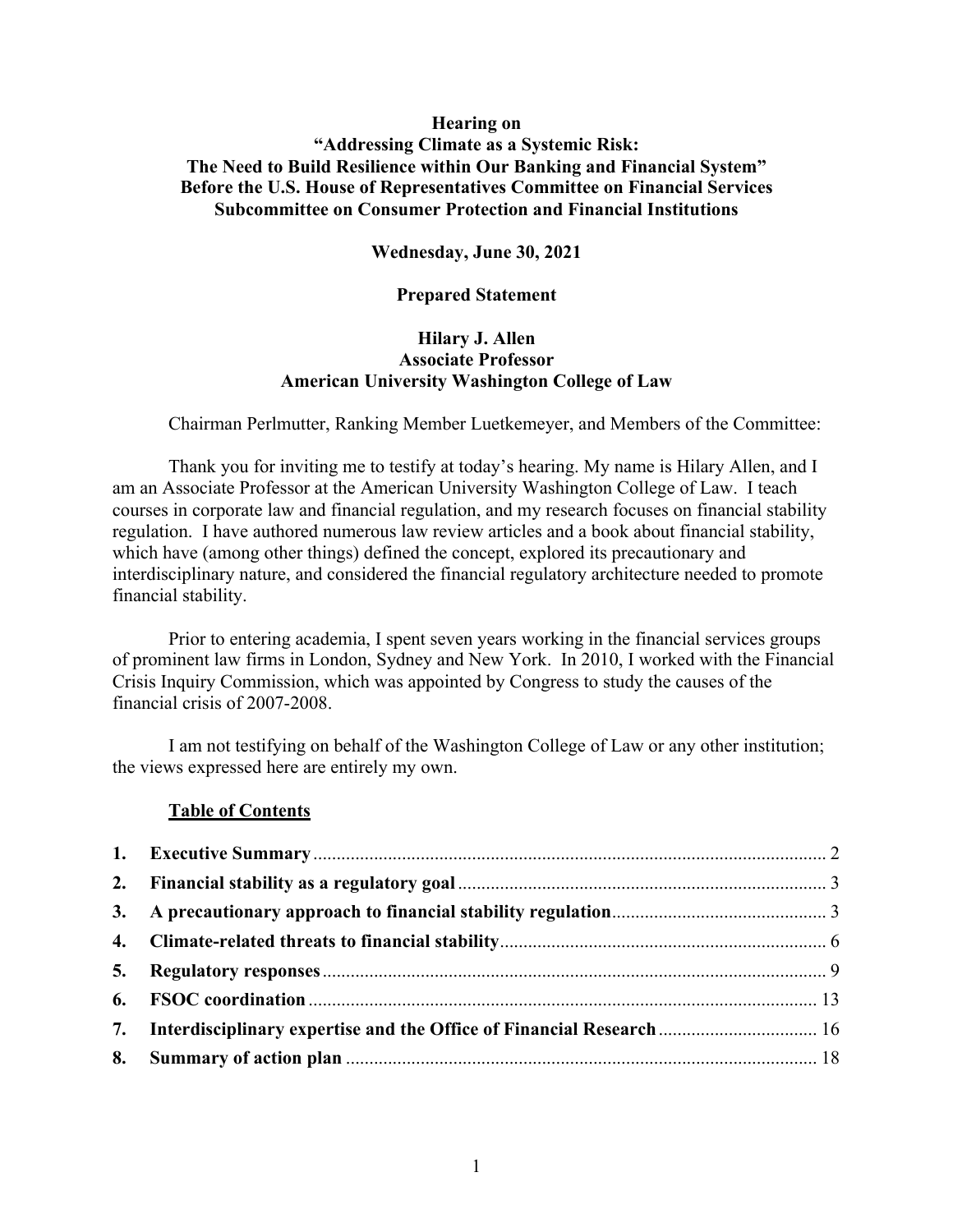**Hearing on**
**"Addressing Climate as a Systemic Risk:**
**The Need to Build Resilience within Our Banking and Financial System"**
**Before the U.S. House of Representatives Committee on Financial Services**
**Subcommittee on Consumer Protection and Financial Institutions**

**Wednesday, June 30, 2021**

**Prepared Statement**

**Hilary J. Allen**
**Associate Professor**
**American University Washington College of Law**

Chairman Perlmutter, Ranking Member Luetkemeyer, and Members of the Committee:

Thank you for inviting me to testify at today's hearing. My name is Hilary Allen, and I am an Associate Professor at the American University Washington College of Law. I teach courses in corporate law and financial regulation, and my research focuses on financial stability regulation. I have authored numerous law review articles and a book about financial stability, which have (among other things) defined the concept, explored its precautionary and interdisciplinary nature, and considered the financial regulatory architecture needed to promote financial stability.

Prior to entering academia, I spent seven years working in the financial services groups of prominent law firms in London, Sydney and New York. In 2010, I worked with the Financial Crisis Inquiry Commission, which was appointed by Congress to study the causes of the financial crisis of 2007-2008.

I am not testifying on behalf of the Washington College of Law or any other institution; the views expressed here are entirely my own.

**Table of Contents**

| | | |
|---|---|---|
| **1.** | **Executive Summary** | 2 |
| **2.** | **Financial stability as a regulatory goal** | 3 |
| **3.** | **A precautionary approach to financial stability regulation** | 3 |
| **4.** | **Climate-related threats to financial stability** | 6 |
| **5.** | **Regulatory responses** | 9 |
| **6.** | **FSOC coordination** | 13 |
| **7.** | **Interdisciplinary expertise and the Office of Financial Research** | 16 |
| **8.** | **Summary of action plan** | 18 |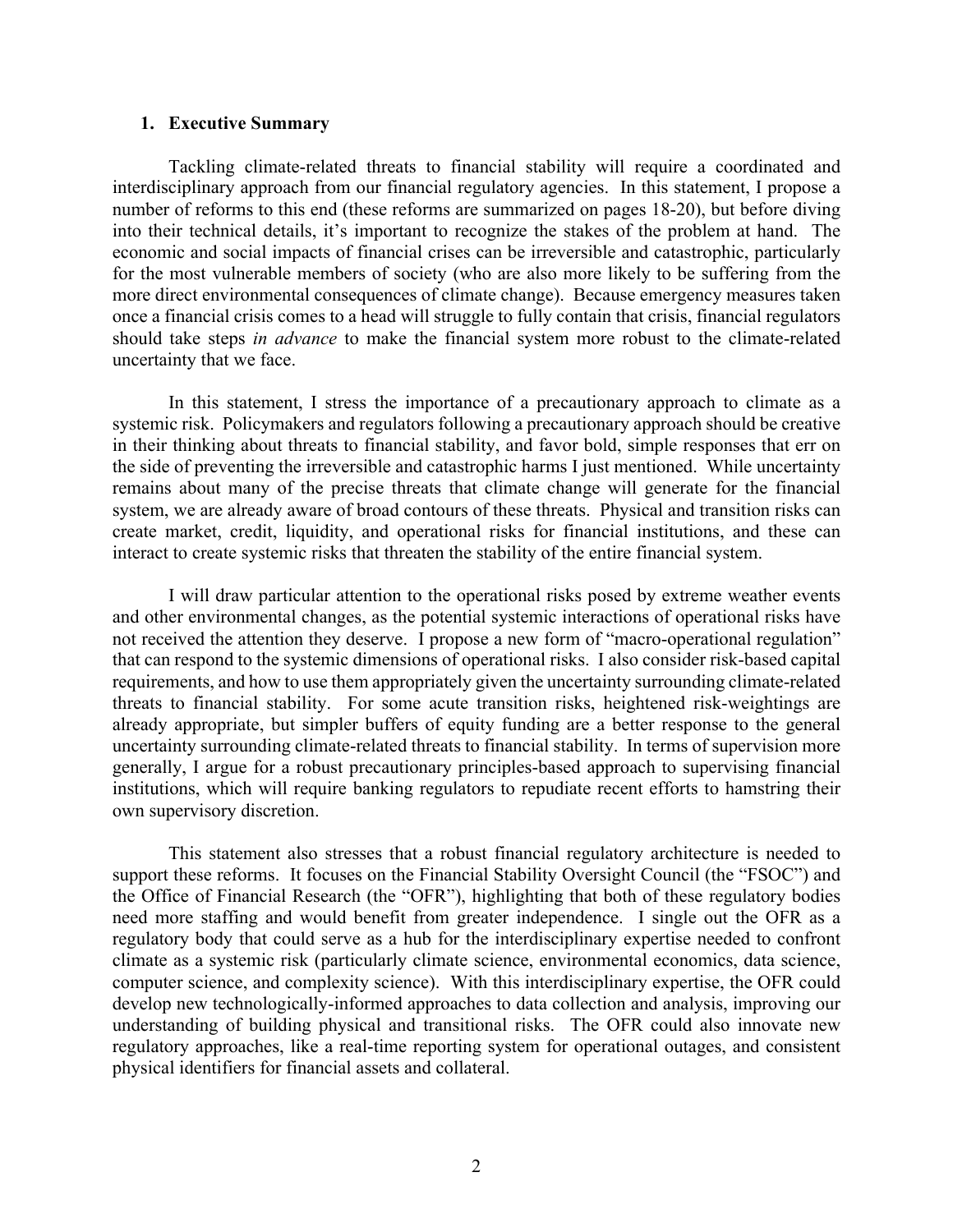## 1. Executive Summary

Tackling climate-related threats to financial stability will require a coordinated and interdisciplinary approach from our financial regulatory agencies. In this statement, I propose a number of reforms to this end (these reforms are summarized on pages 18-20), but before diving into their technical details, it's important to recognize the stakes of the problem at hand. The economic and social impacts of financial crises can be irreversible and catastrophic, particularly for the most vulnerable members of society (who are also more likely to be suffering from the more direct environmental consequences of climate change). Because emergency measures taken once a financial crisis comes to a head will struggle to fully contain that crisis, financial regulators should take steps *in advance* to make the financial system more robust to the climate-related uncertainty that we face.

In this statement, I stress the importance of a precautionary approach to climate as a systemic risk. Policymakers and regulators following a precautionary approach should be creative in their thinking about threats to financial stability, and favor bold, simple responses that err on the side of preventing the irreversible and catastrophic harms I just mentioned. While uncertainty remains about many of the precise threats that climate change will generate for the financial system, we are already aware of broad contours of these threats. Physical and transition risks can create market, credit, liquidity, and operational risks for financial institutions, and these can interact to create systemic risks that threaten the stability of the entire financial system.

I will draw particular attention to the operational risks posed by extreme weather events and other environmental changes, as the potential systemic interactions of operational risks have not received the attention they deserve. I propose a new form of "macro-operational regulation" that can respond to the systemic dimensions of operational risks. I also consider risk-based capital requirements, and how to use them appropriately given the uncertainty surrounding climate-related threats to financial stability. For some acute transition risks, heightened risk-weightings are already appropriate, but simpler buffers of equity funding are a better response to the general uncertainty surrounding climate-related threats to financial stability. In terms of supervision more generally, I argue for a robust precautionary principles-based approach to supervising financial institutions, which will require banking regulators to repudiate recent efforts to hamstring their own supervisory discretion.

This statement also stresses that a robust financial regulatory architecture is needed to support these reforms. It focuses on the Financial Stability Oversight Council (the "FSOC") and the Office of Financial Research (the "OFR"), highlighting that both of these regulatory bodies need more staffing and would benefit from greater independence. I single out the OFR as a regulatory body that could serve as a hub for the interdisciplinary expertise needed to confront climate as a systemic risk (particularly climate science, environmental economics, data science, computer science, and complexity science). With this interdisciplinary expertise, the OFR could develop new technologically-informed approaches to data collection and analysis, improving our understanding of building physical and transitional risks. The OFR could also innovate new regulatory approaches, like a real-time reporting system for operational outages, and consistent physical identifiers for financial assets and collateral.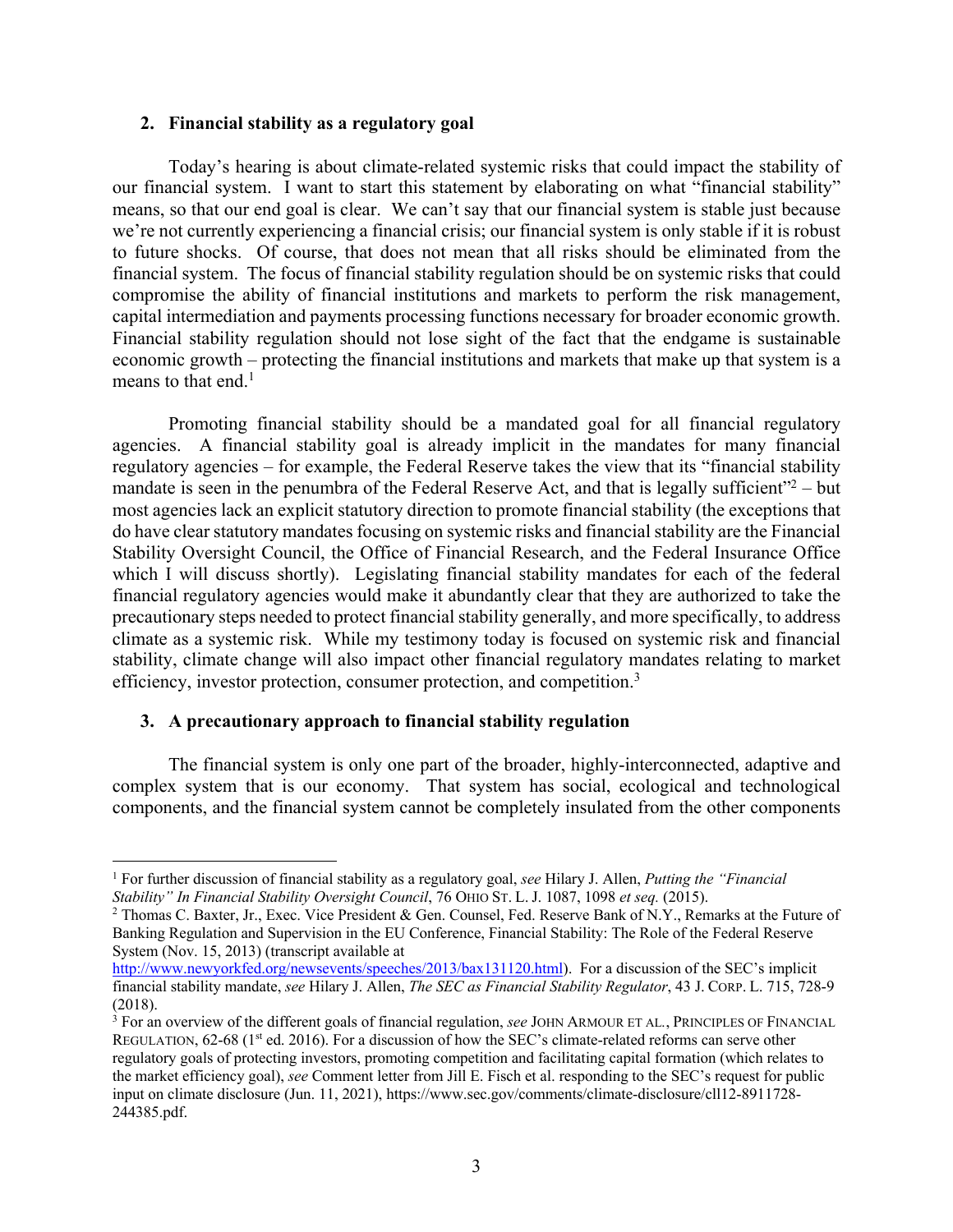### 2. Financial stability as a regulatory goal

Today's hearing is about climate-related systemic risks that could impact the stability of our financial system. I want to start this statement by elaborating on what "financial stability" means, so that our end goal is clear. We can't say that our financial system is stable just because we're not currently experiencing a financial crisis; our financial system is only stable if it is robust to future shocks. Of course, that does not mean that all risks should be eliminated from the financial system. The focus of financial stability regulation should be on systemic risks that could compromise the ability of financial institutions and markets to perform the risk management, capital intermediation and payments processing functions necessary for broader economic growth. Financial stability regulation should not lose sight of the fact that the endgame is sustainable economic growth – protecting the financial institutions and markets that make up that system is a means to that end.[1]

Promoting financial stability should be a mandated goal for all financial regulatory agencies. A financial stability goal is already implicit in the mandates for many financial regulatory agencies – for example, the Federal Reserve takes the view that its "financial stability mandate is seen in the penumbra of the Federal Reserve Act, and that is legally sufficient"[2] – but most agencies lack an explicit statutory direction to promote financial stability (the exceptions that do have clear statutory mandates focusing on systemic risks and financial stability are the Financial Stability Oversight Council, the Office of Financial Research, and the Federal Insurance Office which I will discuss shortly). Legislating financial stability mandates for each of the federal financial regulatory agencies would make it abundantly clear that they are authorized to take the precautionary steps needed to protect financial stability generally, and more specifically, to address climate as a systemic risk. While my testimony today is focused on systemic risk and financial stability, climate change will also impact other financial regulatory mandates relating to market efficiency, investor protection, consumer protection, and competition.[3]

### 3. A precautionary approach to financial stability regulation

The financial system is only one part of the broader, highly-interconnected, adaptive and complex system that is our economy. That system has social, ecological and technological components, and the financial system cannot be completely insulated from the other components

---

[1] For further discussion of financial stability as a regulatory goal, *see* Hilary J. Allen, *Putting the "Financial Stability" In Financial Stability Oversight Council*, 76 OHIO ST. L. J. 1087, 1098 *et seq.* (2015).

[2] Thomas C. Baxter, Jr., Exec. Vice President & Gen. Counsel, Fed. Reserve Bank of N.Y., Remarks at the Future of Banking Regulation and Supervision in the EU Conference, Financial Stability: The Role of the Federal Reserve System (Nov. 15, 2013) (transcript available at http://www.newyorkfed.org/newsevents/speeches/2013/bax131120.html). For a discussion of the SEC's implicit financial stability mandate, *see* Hilary J. Allen, *The SEC as Financial Stability Regulator*, 43 J. CORP. L. 715, 728-9 (2018).

[3] For an overview of the different goals of financial regulation, *see* JOHN ARMOUR ET AL., PRINCIPLES OF FINANCIAL REGULATION, 62-68 (1st ed. 2016). For a discussion of how the SEC's climate-related reforms can serve other regulatory goals of protecting investors, promoting competition and facilitating capital formation (which relates to the market efficiency goal), *see* Comment letter from Jill E. Fisch et al. responding to the SEC's request for public input on climate disclosure (Jun. 11, 2021), https://www.sec.gov/comments/climate-disclosure/cll12-8911728-244385.pdf.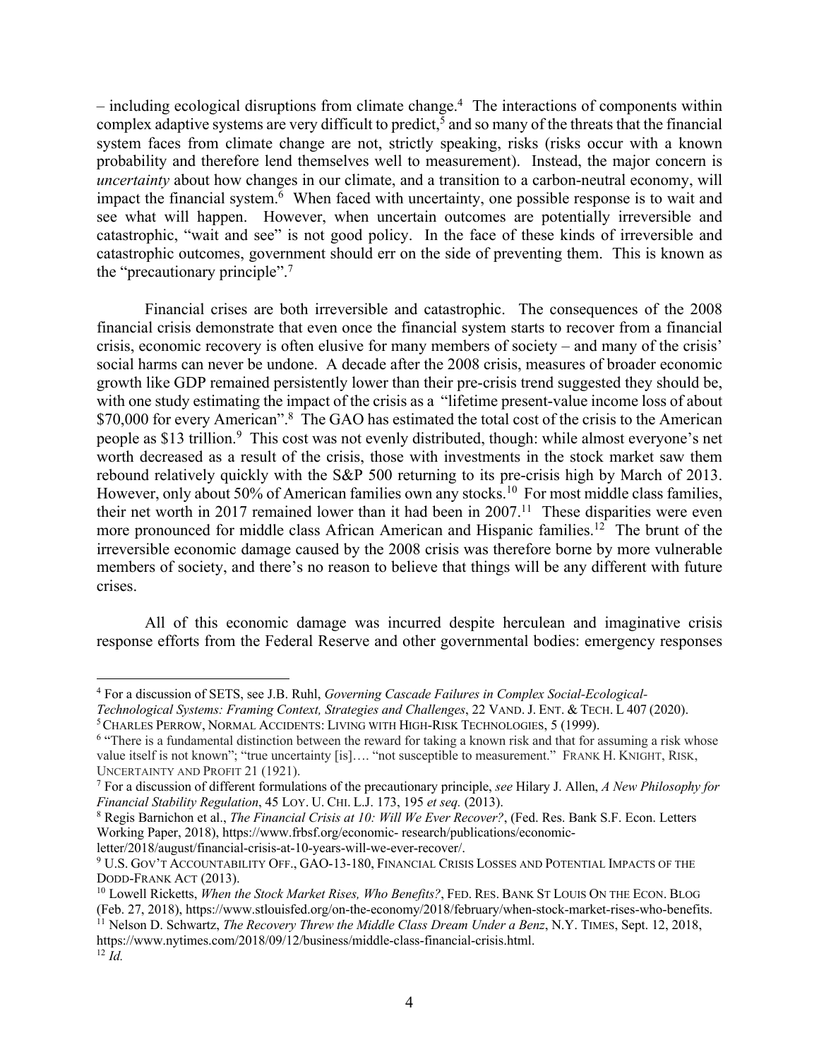– including ecological disruptions from climate change.[4] The interactions of components within complex adaptive systems are very difficult to predict,[5] and so many of the threats that the financial system faces from climate change are not, strictly speaking, risks (risks occur with a known probability and therefore lend themselves well to measurement). Instead, the major concern is *uncertainty* about how changes in our climate, and a transition to a carbon-neutral economy, will impact the financial system.[6] When faced with uncertainty, one possible response is to wait and see what will happen. However, when uncertain outcomes are potentially irreversible and catastrophic, "wait and see" is not good policy. In the face of these kinds of irreversible and catastrophic outcomes, government should err on the side of preventing them. This is known as the "precautionary principle".[7]

Financial crises are both irreversible and catastrophic. The consequences of the 2008 financial crisis demonstrate that even once the financial system starts to recover from a financial crisis, economic recovery is often elusive for many members of society – and many of the crisis' social harms can never be undone. A decade after the 2008 crisis, measures of broader economic growth like GDP remained persistently lower than their pre-crisis trend suggested they should be, with one study estimating the impact of the crisis as a "lifetime present-value income loss of about \$70,000 for every American".[8] The GAO has estimated the total cost of the crisis to the American people as \$13 trillion.[9] This cost was not evenly distributed, though: while almost everyone's net worth decreased as a result of the crisis, those with investments in the stock market saw them rebound relatively quickly with the S&P 500 returning to its pre-crisis high by March of 2013. However, only about 50% of American families own any stocks.[10] For most middle class families, their net worth in 2017 remained lower than it had been in 2007.[11] These disparities were even more pronounced for middle class African American and Hispanic families.[12] The brunt of the irreversible economic damage caused by the 2008 crisis was therefore borne by more vulnerable members of society, and there's no reason to believe that things will be any different with future crises.

All of this economic damage was incurred despite herculean and imaginative crisis response efforts from the Federal Reserve and other governmental bodies: emergency responses

---

[4] For a discussion of SETS, see J.B. Ruhl, *Governing Cascade Failures in Complex Social-Ecological-Technological Systems: Framing Context, Strategies and Challenges*, 22 VAND. J. ENT. & TECH. L 407 (2020).

[5] CHARLES PERROW, NORMAL ACCIDENTS: LIVING WITH HIGH-RISK TECHNOLOGIES, 5 (1999).

[6] "There is a fundamental distinction between the reward for taking a known risk and that for assuming a risk whose value itself is not known"; "true uncertainty [is]…. "not susceptible to measurement." FRANK H. KNIGHT, RISK, UNCERTAINTY AND PROFIT 21 (1921).

[7] For a discussion of different formulations of the precautionary principle, *see* Hilary J. Allen, *A New Philosophy for Financial Stability Regulation*, 45 LOY. U. CHI. L.J. 173, 195 *et seq.* (2013).

[8] Regis Barnichon et al., *The Financial Crisis at 10: Will We Ever Recover?*, (Fed. Res. Bank S.F. Econ. Letters Working Paper, 2018), https://www.frbsf.org/economic- research/publications/economic-letter/2018/august/financial-crisis-at-10-years-will-we-ever-recover/.

[9] U.S. GOV'T ACCOUNTABILITY OFF., GAO-13-180, FINANCIAL CRISIS LOSSES AND POTENTIAL IMPACTS OF THE DODD-FRANK ACT (2013).

[10] Lowell Ricketts, *When the Stock Market Rises, Who Benefits?*, FED. RES. BANK ST LOUIS ON THE ECON. BLOG (Feb. 27, 2018), https://www.stlouisfed.org/on-the-economy/2018/february/when-stock-market-rises-who-benefits.

[11] Nelson D. Schwartz, *The Recovery Threw the Middle Class Dream Under a Benz*, N.Y. TIMES, Sept. 12, 2018, https://www.nytimes.com/2018/09/12/business/middle-class-financial-crisis.html.

[12] *Id.*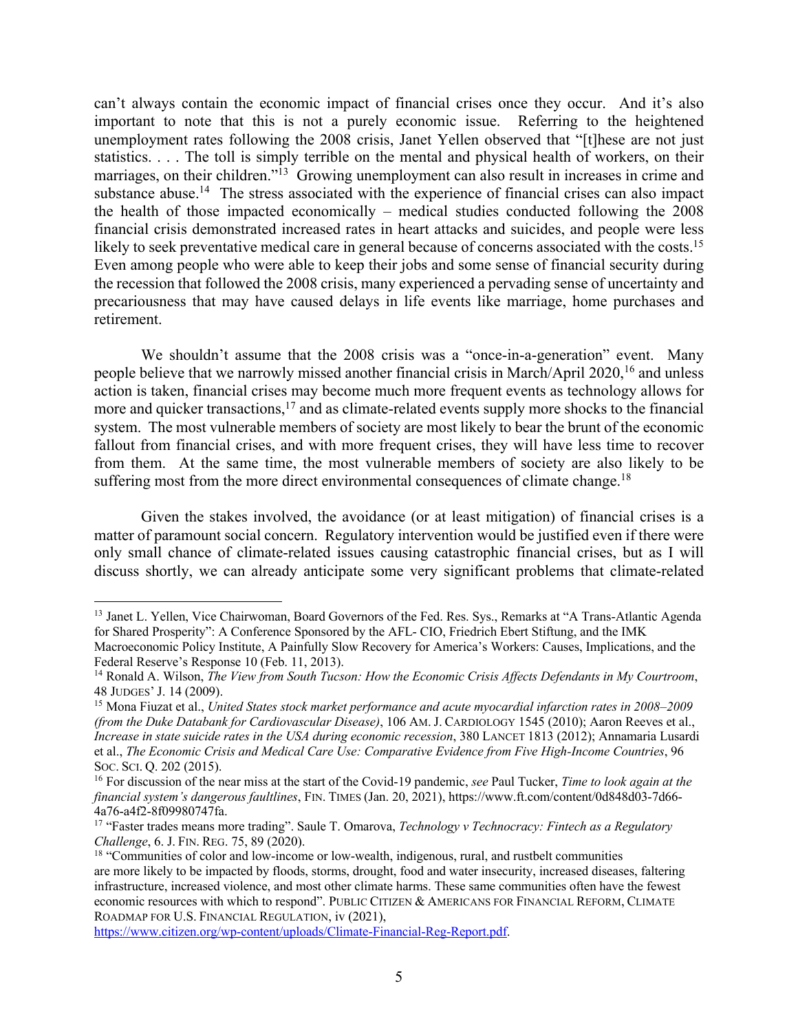can't always contain the economic impact of financial crises once they occur. And it's also important to note that this is not a purely economic issue. Referring to the heightened unemployment rates following the 2008 crisis, Janet Yellen observed that "[t]hese are not just statistics. . . . The toll is simply terrible on the mental and physical health of workers, on their marriages, on their children."[13] Growing unemployment can also result in increases in crime and substance abuse.[14] The stress associated with the experience of financial crises can also impact the health of those impacted economically – medical studies conducted following the 2008 financial crisis demonstrated increased rates in heart attacks and suicides, and people were less likely to seek preventative medical care in general because of concerns associated with the costs.[15] Even among people who were able to keep their jobs and some sense of financial security during the recession that followed the 2008 crisis, many experienced a pervading sense of uncertainty and precariousness that may have caused delays in life events like marriage, home purchases and retirement.

We shouldn't assume that the 2008 crisis was a "once-in-a-generation" event. Many people believe that we narrowly missed another financial crisis in March/April 2020,[16] and unless action is taken, financial crises may become much more frequent events as technology allows for more and quicker transactions,[17] and as climate-related events supply more shocks to the financial system. The most vulnerable members of society are most likely to bear the brunt of the economic fallout from financial crises, and with more frequent crises, they will have less time to recover from them. At the same time, the most vulnerable members of society are also likely to be suffering most from the more direct environmental consequences of climate change.[18]

Given the stakes involved, the avoidance (or at least mitigation) of financial crises is a matter of paramount social concern. Regulatory intervention would be justified even if there were only small chance of climate-related issues causing catastrophic financial crises, but as I will discuss shortly, we can already anticipate some very significant problems that climate-related

---

[13] Janet L. Yellen, Vice Chairwoman, Board Governors of the Fed. Res. Sys., Remarks at "A Trans-Atlantic Agenda for Shared Prosperity": A Conference Sponsored by the AFL- CIO, Friedrich Ebert Stiftung, and the IMK Macroeconomic Policy Institute, A Painfully Slow Recovery for America's Workers: Causes, Implications, and the Federal Reserve's Response 10 (Feb. 11, 2013).

[14] Ronald A. Wilson, *The View from South Tucson: How the Economic Crisis Affects Defendants in My Courtroom*, 48 JUDGES' J. 14 (2009).

[15] Mona Fiuzat et al., *United States stock market performance and acute myocardial infarction rates in 2008–2009 (from the Duke Databank for Cardiovascular Disease)*, 106 AM. J. CARDIOLOGY 1545 (2010); Aaron Reeves et al., *Increase in state suicide rates in the USA during economic recession*, 380 LANCET 1813 (2012); Annamaria Lusardi et al., *The Economic Crisis and Medical Care Use: Comparative Evidence from Five High-Income Countries*, 96 SOC. SCI. Q. 202 (2015).

[16] For discussion of the near miss at the start of the Covid-19 pandemic, *see* Paul Tucker, *Time to look again at the financial system's dangerous faultlines*, FIN. TIMES (Jan. 20, 2021), https://www.ft.com/content/0d848d03-7d66-4a76-a4f2-8f09980747fa.

[17] "Faster trades means more trading". Saule T. Omarova, *Technology v Technocracy: Fintech as a Regulatory Challenge*, 6. J. FIN. REG. 75, 89 (2020).

[18] "Communities of color and low-income or low-wealth, indigenous, rural, and rustbelt communities are more likely to be impacted by floods, storms, drought, food and water insecurity, increased diseases, faltering infrastructure, increased violence, and most other climate harms. These same communities often have the fewest economic resources with which to respond". PUBLIC CITIZEN & AMERICANS FOR FINANCIAL REFORM, CLIMATE ROADMAP FOR U.S. FINANCIAL REGULATION, iv (2021), https://www.citizen.org/wp-content/uploads/Climate-Financial-Reg-Report.pdf.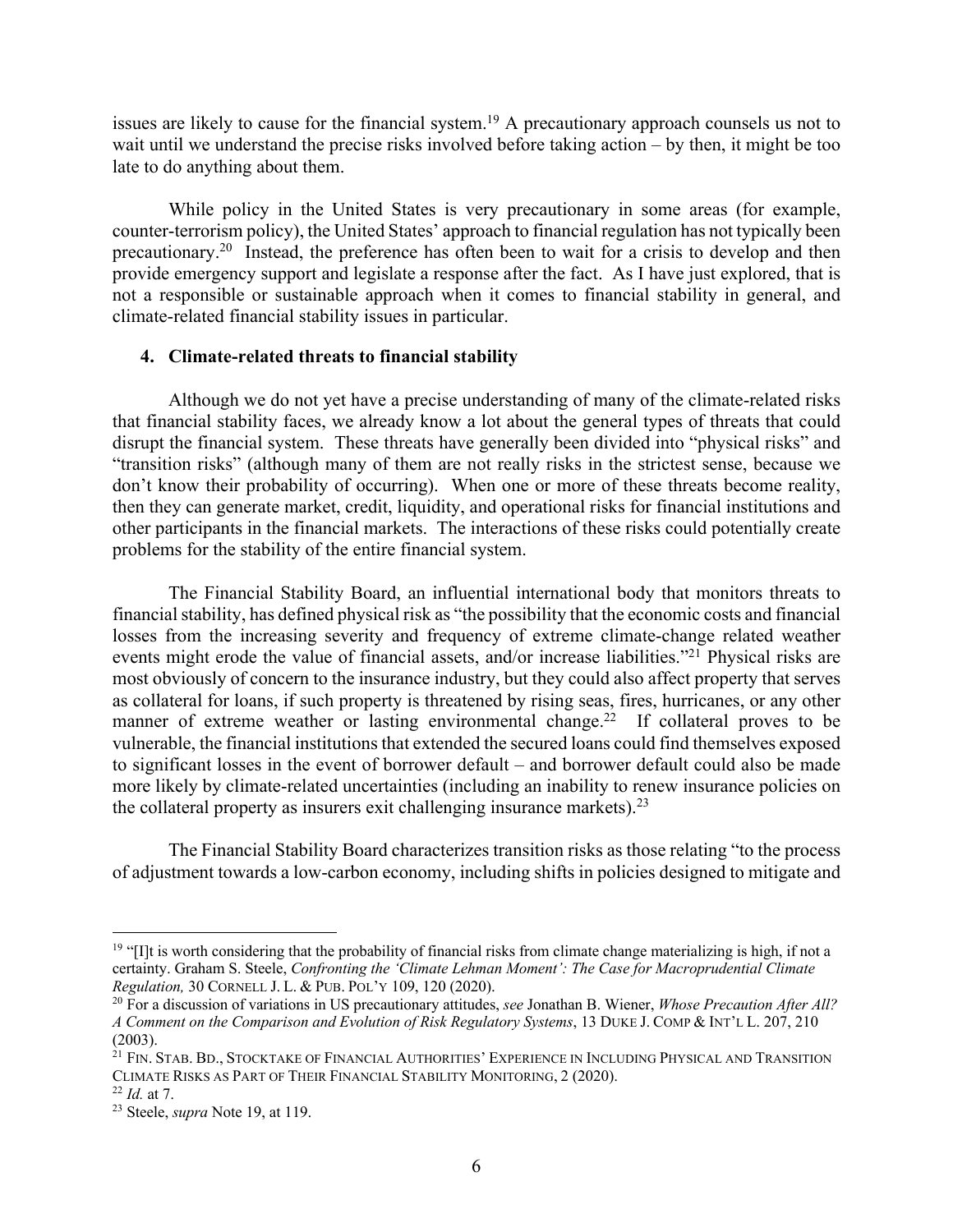issues are likely to cause for the financial system.[19] A precautionary approach counsels us not to wait until we understand the precise risks involved before taking action – by then, it might be too late to do anything about them.

While policy in the United States is very precautionary in some areas (for example, counter-terrorism policy), the United States' approach to financial regulation has not typically been precautionary.[20] Instead, the preference has often been to wait for a crisis to develop and then provide emergency support and legislate a response after the fact. As I have just explored, that is not a responsible or sustainable approach when it comes to financial stability in general, and climate-related financial stability issues in particular.

### 4. Climate-related threats to financial stability

Although we do not yet have a precise understanding of many of the climate-related risks that financial stability faces, we already know a lot about the general types of threats that could disrupt the financial system. These threats have generally been divided into "physical risks" and "transition risks" (although many of them are not really risks in the strictest sense, because we don't know their probability of occurring). When one or more of these threats become reality, then they can generate market, credit, liquidity, and operational risks for financial institutions and other participants in the financial markets. The interactions of these risks could potentially create problems for the stability of the entire financial system.

The Financial Stability Board, an influential international body that monitors threats to financial stability, has defined physical risk as "the possibility that the economic costs and financial losses from the increasing severity and frequency of extreme climate-change related weather events might erode the value of financial assets, and/or increase liabilities."[21] Physical risks are most obviously of concern to the insurance industry, but they could also affect property that serves as collateral for loans, if such property is threatened by rising seas, fires, hurricanes, or any other manner of extreme weather or lasting environmental change.[22] If collateral proves to be vulnerable, the financial institutions that extended the secured loans could find themselves exposed to significant losses in the event of borrower default – and borrower default could also be made more likely by climate-related uncertainties (including an inability to renew insurance policies on the collateral property as insurers exit challenging insurance markets).[23]

The Financial Stability Board characterizes transition risks as those relating "to the process of adjustment towards a low-carbon economy, including shifts in policies designed to mitigate and

---

[19] "[I]t is worth considering that the probability of financial risks from climate change materializing is high, if not a certainty. Graham S. Steele, *Confronting the 'Climate Lehman Moment': The Case for Macroprudential Climate Regulation,* 30 CORNELL J. L. & PUB. POL'Y 109, 120 (2020).

[20] For a discussion of variations in US precautionary attitudes, *see* Jonathan B. Wiener, *Whose Precaution After All? A Comment on the Comparison and Evolution of Risk Regulatory Systems*, 13 DUKE J. COMP & INT'L L. 207, 210 (2003).

[21] FIN. STAB. BD., STOCKTAKE OF FINANCIAL AUTHORITIES' EXPERIENCE IN INCLUDING PHYSICAL AND TRANSITION CLIMATE RISKS AS PART OF THEIR FINANCIAL STABILITY MONITORING, 2 (2020).

[22] *Id.* at 7.

[23] Steele, *supra* Note 19, at 119.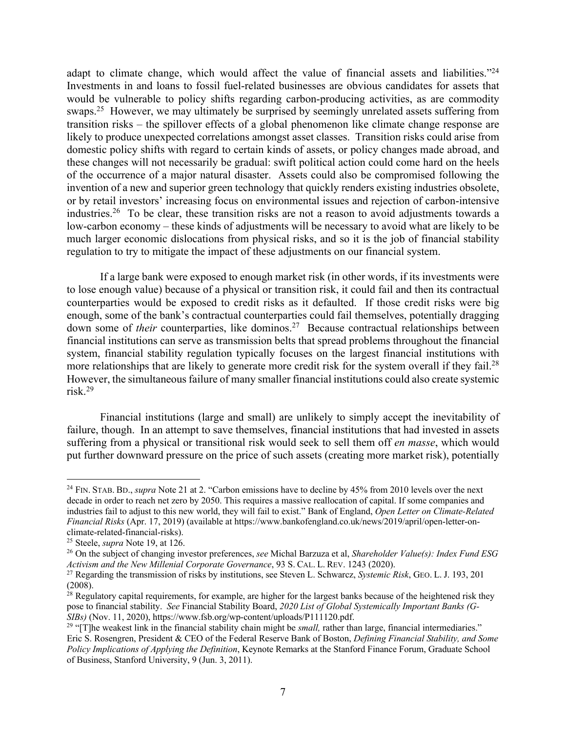adapt to climate change, which would affect the value of financial assets and liabilities."[24] Investments in and loans to fossil fuel-related businesses are obvious candidates for assets that would be vulnerable to policy shifts regarding carbon-producing activities, as are commodity swaps.[25] However, we may ultimately be surprised by seemingly unrelated assets suffering from transition risks – the spillover effects of a global phenomenon like climate change response are likely to produce unexpected correlations amongst asset classes. Transition risks could arise from domestic policy shifts with regard to certain kinds of assets, or policy changes made abroad, and these changes will not necessarily be gradual: swift political action could come hard on the heels of the occurrence of a major natural disaster. Assets could also be compromised following the invention of a new and superior green technology that quickly renders existing industries obsolete, or by retail investors' increasing focus on environmental issues and rejection of carbon-intensive industries.[26] To be clear, these transition risks are not a reason to avoid adjustments towards a low-carbon economy – these kinds of adjustments will be necessary to avoid what are likely to be much larger economic dislocations from physical risks, and so it is the job of financial stability regulation to try to mitigate the impact of these adjustments on our financial system.

If a large bank were exposed to enough market risk (in other words, if its investments were to lose enough value) because of a physical or transition risk, it could fail and then its contractual counterparties would be exposed to credit risks as it defaulted. If those credit risks were big enough, some of the bank's contractual counterparties could fail themselves, potentially dragging down some of *their* counterparties, like dominos.[27] Because contractual relationships between financial institutions can serve as transmission belts that spread problems throughout the financial system, financial stability regulation typically focuses on the largest financial institutions with more relationships that are likely to generate more credit risk for the system overall if they fail.[28] However, the simultaneous failure of many smaller financial institutions could also create systemic risk.[29]

Financial institutions (large and small) are unlikely to simply accept the inevitability of failure, though. In an attempt to save themselves, financial institutions that had invested in assets suffering from a physical or transitional risk would seek to sell them off *en masse*, which would put further downward pressure on the price of such assets (creating more market risk), potentially

---

[24] FIN. STAB. BD., *supra* Note 21 at 2. "Carbon emissions have to decline by 45% from 2010 levels over the next decade in order to reach net zero by 2050. This requires a massive reallocation of capital. If some companies and industries fail to adjust to this new world, they will fail to exist." Bank of England, *Open Letter on Climate-Related Financial Risks* (Apr. 17, 2019) (available at https://www.bankofengland.co.uk/news/2019/april/open-letter-on-climate-related-financial-risks).

[25] Steele, *supra* Note 19, at 126.

[26] On the subject of changing investor preferences, *see* Michal Barzuza et al, *Shareholder Value(s): Index Fund ESG Activism and the New Millenial Corporate Governance*, 93 S. CAL. L. REV. 1243 (2020).

[27] Regarding the transmission of risks by institutions, see Steven L. Schwarcz, *Systemic Risk*, GEO. L. J. 193, 201 (2008).

[28] Regulatory capital requirements, for example, are higher for the largest banks because of the heightened risk they pose to financial stability. *See* Financial Stability Board, *2020 List of Global Systemically Important Banks (G-SIBs)* (Nov. 11, 2020), https://www.fsb.org/wp-content/uploads/P111120.pdf.

[29] "[T]he weakest link in the financial stability chain might be *small,* rather than large, financial intermediaries." Eric S. Rosengren, President & CEO of the Federal Reserve Bank of Boston, *Defining Financial Stability, and Some Policy Implications of Applying the Definition*, Keynote Remarks at the Stanford Finance Forum, Graduate School of Business, Stanford University, 9 (Jun. 3, 2011).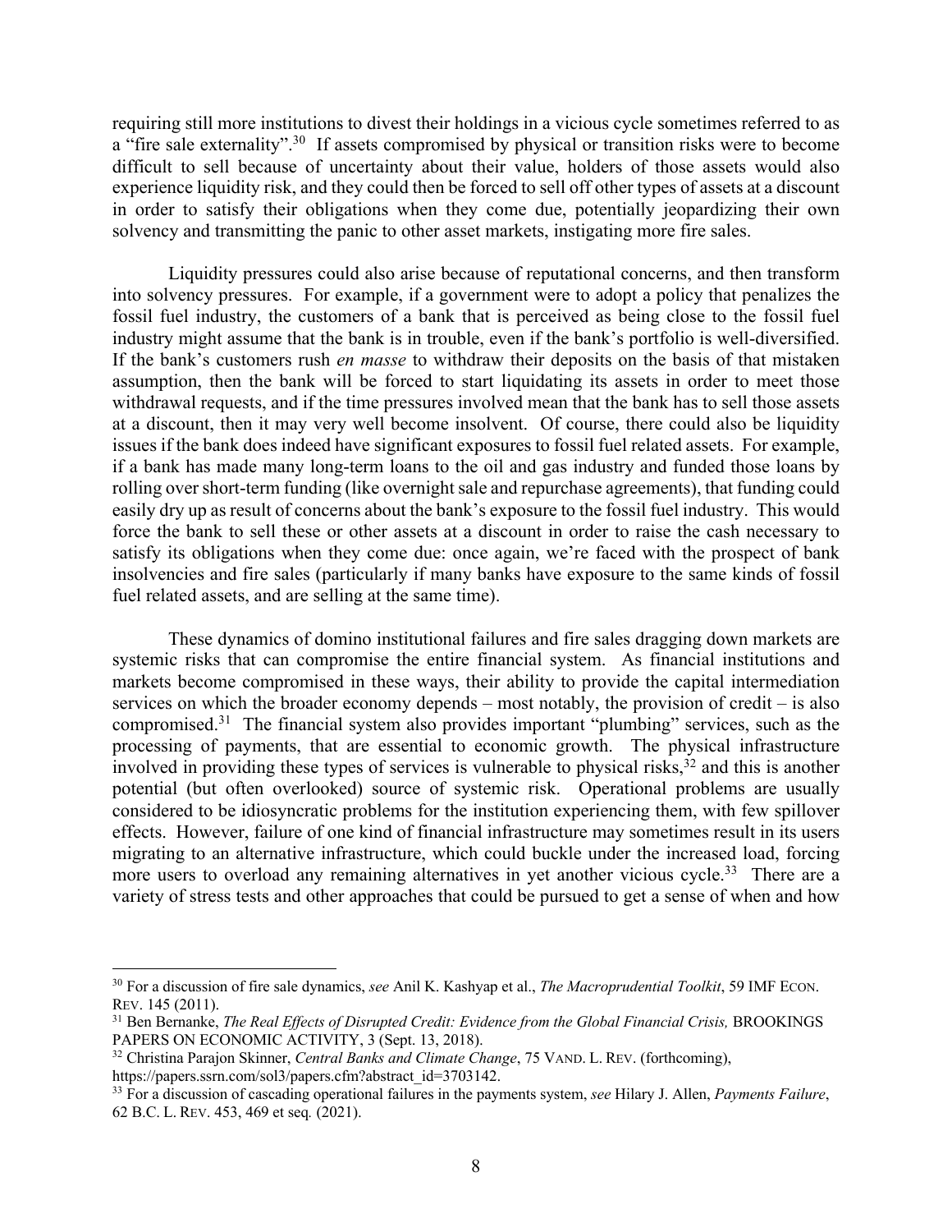requiring still more institutions to divest their holdings in a vicious cycle sometimes referred to as a "fire sale externality".[30] If assets compromised by physical or transition risks were to become difficult to sell because of uncertainty about their value, holders of those assets would also experience liquidity risk, and they could then be forced to sell off other types of assets at a discount in order to satisfy their obligations when they come due, potentially jeopardizing their own solvency and transmitting the panic to other asset markets, instigating more fire sales.

Liquidity pressures could also arise because of reputational concerns, and then transform into solvency pressures. For example, if a government were to adopt a policy that penalizes the fossil fuel industry, the customers of a bank that is perceived as being close to the fossil fuel industry might assume that the bank is in trouble, even if the bank's portfolio is well-diversified. If the bank's customers rush *en masse* to withdraw their deposits on the basis of that mistaken assumption, then the bank will be forced to start liquidating its assets in order to meet those withdrawal requests, and if the time pressures involved mean that the bank has to sell those assets at a discount, then it may very well become insolvent. Of course, there could also be liquidity issues if the bank does indeed have significant exposures to fossil fuel related assets. For example, if a bank has made many long-term loans to the oil and gas industry and funded those loans by rolling over short-term funding (like overnight sale and repurchase agreements), that funding could easily dry up as result of concerns about the bank's exposure to the fossil fuel industry. This would force the bank to sell these or other assets at a discount in order to raise the cash necessary to satisfy its obligations when they come due: once again, we're faced with the prospect of bank insolvencies and fire sales (particularly if many banks have exposure to the same kinds of fossil fuel related assets, and are selling at the same time).

These dynamics of domino institutional failures and fire sales dragging down markets are systemic risks that can compromise the entire financial system. As financial institutions and markets become compromised in these ways, their ability to provide the capital intermediation services on which the broader economy depends – most notably, the provision of credit – is also compromised.[31] The financial system also provides important "plumbing" services, such as the processing of payments, that are essential to economic growth. The physical infrastructure involved in providing these types of services is vulnerable to physical risks,[32] and this is another potential (but often overlooked) source of systemic risk. Operational problems are usually considered to be idiosyncratic problems for the institution experiencing them, with few spillover effects. However, failure of one kind of financial infrastructure may sometimes result in its users migrating to an alternative infrastructure, which could buckle under the increased load, forcing more users to overload any remaining alternatives in yet another vicious cycle.[33] There are a variety of stress tests and other approaches that could be pursued to get a sense of when and how

---

[30] For a discussion of fire sale dynamics, *see* Anil K. Kashyap et al., *The Macroprudential Toolkit*, 59 IMF ECON. REV. 145 (2011).

[31] Ben Bernanke, *The Real Effects of Disrupted Credit: Evidence from the Global Financial Crisis,* BROOKINGS PAPERS ON ECONOMIC ACTIVITY, 3 (Sept. 13, 2018).

[32] Christina Parajon Skinner, *Central Banks and Climate Change*, 75 VAND. L. REV. (forthcoming), https://papers.ssrn.com/sol3/papers.cfm?abstract_id=3703142.

[33] For a discussion of cascading operational failures in the payments system, *see* Hilary J. Allen, *Payments Failure*, 62 B.C. L. REV. 453, 469 et seq*.* (2021).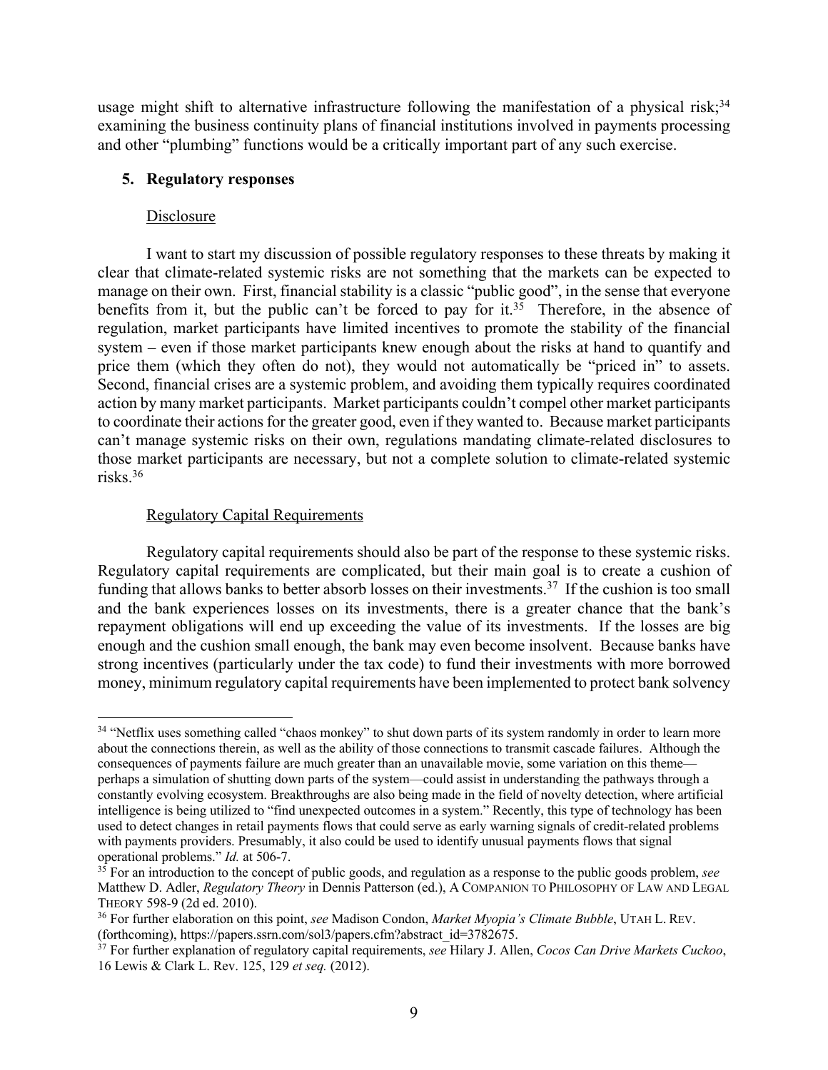usage might shift to alternative infrastructure following the manifestation of a physical risk;[34] examining the business continuity plans of financial institutions involved in payments processing and other "plumbing" functions would be a critically important part of any such exercise.

### 5. Regulatory responses

Disclosure

I want to start my discussion of possible regulatory responses to these threats by making it clear that climate-related systemic risks are not something that the markets can be expected to manage on their own. First, financial stability is a classic "public good", in the sense that everyone benefits from it, but the public can't be forced to pay for it.[35] Therefore, in the absence of regulation, market participants have limited incentives to promote the stability of the financial system – even if those market participants knew enough about the risks at hand to quantify and price them (which they often do not), they would not automatically be "priced in" to assets. Second, financial crises are a systemic problem, and avoiding them typically requires coordinated action by many market participants. Market participants couldn't compel other market participants to coordinate their actions for the greater good, even if they wanted to. Because market participants can't manage systemic risks on their own, regulations mandating climate-related disclosures to those market participants are necessary, but not a complete solution to climate-related systemic risks.[36]

Regulatory Capital Requirements

Regulatory capital requirements should also be part of the response to these systemic risks. Regulatory capital requirements are complicated, but their main goal is to create a cushion of funding that allows banks to better absorb losses on their investments.[37] If the cushion is too small and the bank experiences losses on its investments, there is a greater chance that the bank's repayment obligations will end up exceeding the value of its investments. If the losses are big enough and the cushion small enough, the bank may even become insolvent. Because banks have strong incentives (particularly under the tax code) to fund their investments with more borrowed money, minimum regulatory capital requirements have been implemented to protect bank solvency

---

[34] "Netflix uses something called "chaos monkey" to shut down parts of its system randomly in order to learn more about the connections therein, as well as the ability of those connections to transmit cascade failures. Although the consequences of payments failure are much greater than an unavailable movie, some variation on this theme—perhaps a simulation of shutting down parts of the system—could assist in understanding the pathways through a constantly evolving ecosystem. Breakthroughs are also being made in the field of novelty detection, where artificial intelligence is being utilized to "find unexpected outcomes in a system." Recently, this type of technology has been used to detect changes in retail payments flows that could serve as early warning signals of credit-related problems with payments providers. Presumably, it also could be used to identify unusual payments flows that signal operational problems." *Id.* at 506-7.

[35] For an introduction to the concept of public goods, and regulation as a response to the public goods problem, *see* Matthew D. Adler, *Regulatory Theory* in Dennis Patterson (ed.), A COMPANION TO PHILOSOPHY OF LAW AND LEGAL THEORY 598-9 (2d ed. 2010).

[36] For further elaboration on this point, *see* Madison Condon, *Market Myopia's Climate Bubble*, UTAH L. REV. (forthcoming), https://papers.ssrn.com/sol3/papers.cfm?abstract_id=3782675.

[37] For further explanation of regulatory capital requirements, *see* Hilary J. Allen, *Cocos Can Drive Markets Cuckoo*, 16 Lewis & Clark L. Rev. 125, 129 *et seq.* (2012).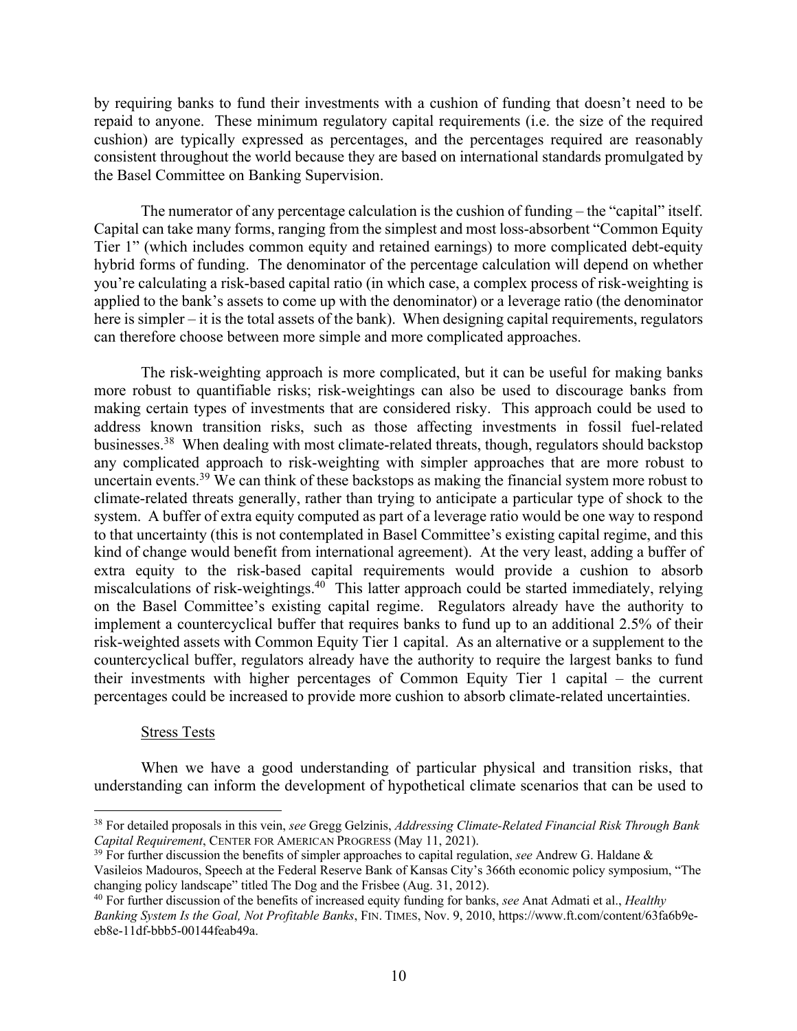by requiring banks to fund their investments with a cushion of funding that doesn't need to be repaid to anyone. These minimum regulatory capital requirements (i.e. the size of the required cushion) are typically expressed as percentages, and the percentages required are reasonably consistent throughout the world because they are based on international standards promulgated by the Basel Committee on Banking Supervision.

The numerator of any percentage calculation is the cushion of funding – the "capital" itself. Capital can take many forms, ranging from the simplest and most loss-absorbent "Common Equity Tier 1" (which includes common equity and retained earnings) to more complicated debt-equity hybrid forms of funding. The denominator of the percentage calculation will depend on whether you're calculating a risk-based capital ratio (in which case, a complex process of risk-weighting is applied to the bank's assets to come up with the denominator) or a leverage ratio (the denominator here is simpler – it is the total assets of the bank). When designing capital requirements, regulators can therefore choose between more simple and more complicated approaches.

The risk-weighting approach is more complicated, but it can be useful for making banks more robust to quantifiable risks; risk-weightings can also be used to discourage banks from making certain types of investments that are considered risky. This approach could be used to address known transition risks, such as those affecting investments in fossil fuel-related businesses.[38] When dealing with most climate-related threats, though, regulators should backstop any complicated approach to risk-weighting with simpler approaches that are more robust to uncertain events.[39] We can think of these backstops as making the financial system more robust to climate-related threats generally, rather than trying to anticipate a particular type of shock to the system. A buffer of extra equity computed as part of a leverage ratio would be one way to respond to that uncertainty (this is not contemplated in Basel Committee's existing capital regime, and this kind of change would benefit from international agreement). At the very least, adding a buffer of extra equity to the risk-based capital requirements would provide a cushion to absorb miscalculations of risk-weightings.[40] This latter approach could be started immediately, relying on the Basel Committee's existing capital regime. Regulators already have the authority to implement a countercyclical buffer that requires banks to fund up to an additional 2.5% of their risk-weighted assets with Common Equity Tier 1 capital. As an alternative or a supplement to the countercyclical buffer, regulators already have the authority to require the largest banks to fund their investments with higher percentages of Common Equity Tier 1 capital – the current percentages could be increased to provide more cushion to absorb climate-related uncertainties.

Stress Tests

When we have a good understanding of particular physical and transition risks, that understanding can inform the development of hypothetical climate scenarios that can be used to

---

[38] For detailed proposals in this vein, *see* Gregg Gelzinis, *Addressing Climate-Related Financial Risk Through Bank Capital Requirement*, CENTER FOR AMERICAN PROGRESS (May 11, 2021).

[39] For further discussion the benefits of simpler approaches to capital regulation, *see* Andrew G. Haldane & Vasileios Madouros, Speech at the Federal Reserve Bank of Kansas City's 366th economic policy symposium, "The changing policy landscape" titled The Dog and the Frisbee (Aug. 31, 2012).

[40] For further discussion of the benefits of increased equity funding for banks, *see* Anat Admati et al., *Healthy Banking System Is the Goal, Not Profitable Banks*, FIN. TIMES, Nov. 9, 2010, https://www.ft.com/content/63fa6b9e-eb8e-11df-bbb5-00144feab49a.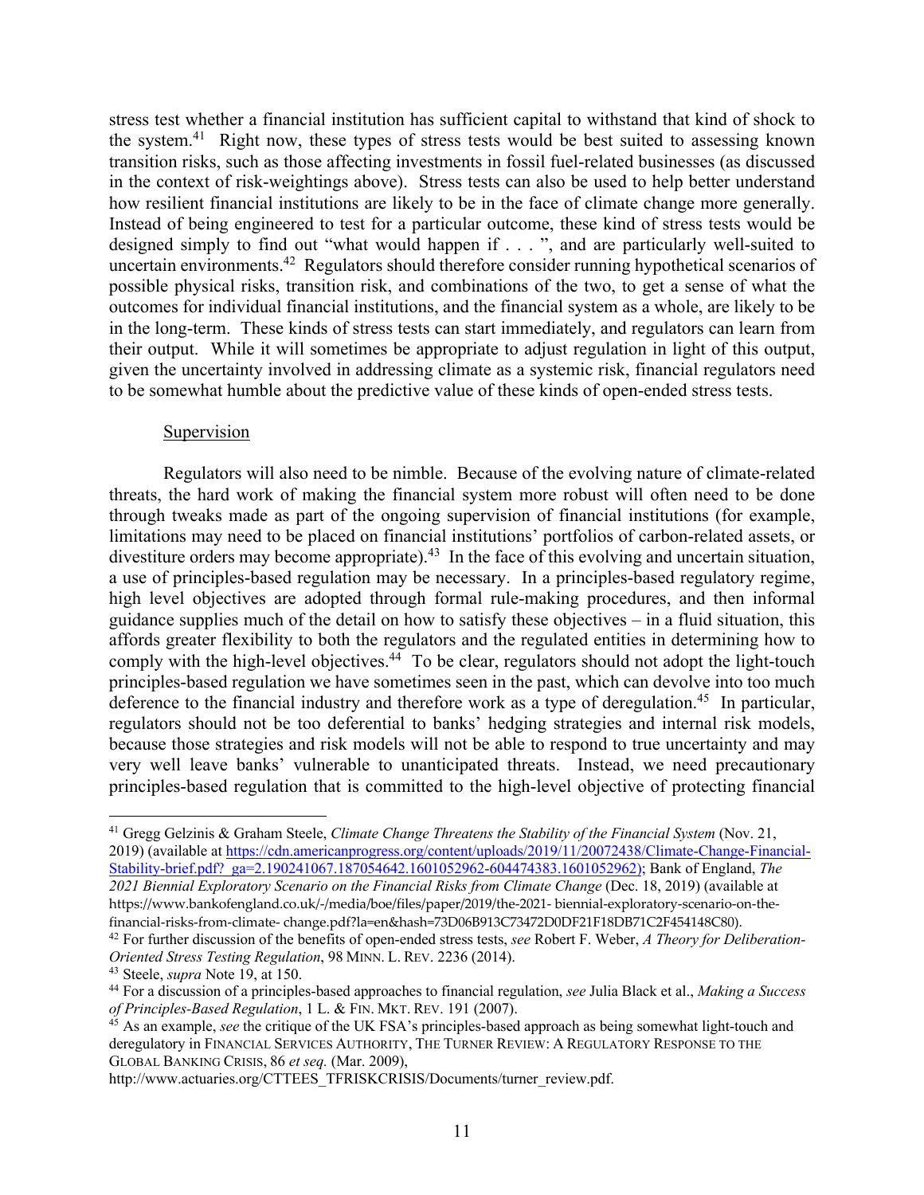stress test whether a financial institution has sufficient capital to withstand that kind of shock to the system.[41] Right now, these types of stress tests would be best suited to assessing known transition risks, such as those affecting investments in fossil fuel-related businesses (as discussed in the context of risk-weightings above). Stress tests can also be used to help better understand how resilient financial institutions are likely to be in the face of climate change more generally. Instead of being engineered to test for a particular outcome, these kind of stress tests would be designed simply to find out "what would happen if . . . ", and are particularly well-suited to uncertain environments.[42] Regulators should therefore consider running hypothetical scenarios of possible physical risks, transition risk, and combinations of the two, to get a sense of what the outcomes for individual financial institutions, and the financial system as a whole, are likely to be in the long-term. These kinds of stress tests can start immediately, and regulators can learn from their output. While it will sometimes be appropriate to adjust regulation in light of this output, given the uncertainty involved in addressing climate as a systemic risk, financial regulators need to be somewhat humble about the predictive value of these kinds of open-ended stress tests.

<u>Supervision</u>

Regulators will also need to be nimble. Because of the evolving nature of climate-related threats, the hard work of making the financial system more robust will often need to be done through tweaks made as part of the ongoing supervision of financial institutions (for example, limitations may need to be placed on financial institutions' portfolios of carbon-related assets, or divestiture orders may become appropriate).[43] In the face of this evolving and uncertain situation, a use of principles-based regulation may be necessary. In a principles-based regulatory regime, high level objectives are adopted through formal rule-making procedures, and then informal guidance supplies much of the detail on how to satisfy these objectives – in a fluid situation, this affords greater flexibility to both the regulators and the regulated entities in determining how to comply with the high-level objectives.[44] To be clear, regulators should not adopt the light-touch principles-based regulation we have sometimes seen in the past, which can devolve into too much deference to the financial industry and therefore work as a type of deregulation.[45] In particular, regulators should not be too deferential to banks' hedging strategies and internal risk models, because those strategies and risk models will not be able to respond to true uncertainty and may very well leave banks' vulnerable to unanticipated threats. Instead, we need precautionary principles-based regulation that is committed to the high-level objective of protecting financial

---

[41] Gregg Gelzinis & Graham Steele, *Climate Change Threatens the Stability of the Financial System* (Nov. 21, 2019) (available at https://cdn.americanprogress.org/content/uploads/2019/11/20072438/Climate-Change-Financial-Stability-brief.pdf?_ga=2.190241067.187054642.1601052962-604474383.1601052962); Bank of England, *The 2021 Biennial Exploratory Scenario on the Financial Risks from Climate Change* (Dec. 18, 2019) (available at https://www.bankofengland.co.uk/-/media/boe/files/paper/2019/the-2021- biennial-exploratory-scenario-on-the-financial-risks-from-climate- change.pdf?la=en&hash=73D06B913C73472D0DF21F18DB71C2F454148C80).

[42] For further discussion of the benefits of open-ended stress tests, *see* Robert F. Weber, *A Theory for Deliberation-Oriented Stress Testing Regulation*, 98 MINN. L. REV. 2236 (2014).

[43] Steele, *supra* Note 19, at 150.

[44] For a discussion of a principles-based approaches to financial regulation, *see* Julia Black et al., *Making a Success of Principles-Based Regulation*, 1 L. & FIN. MKT. REV. 191 (2007).

[45] As an example, *see* the critique of the UK FSA's principles-based approach as being somewhat light-touch and deregulatory in FINANCIAL SERVICES AUTHORITY, THE TURNER REVIEW: A REGULATORY RESPONSE TO THE GLOBAL BANKING CRISIS, 86 *et seq.* (Mar. 2009), http://www.actuaries.org/CTTEES_TFRISKCRISIS/Documents/turner_review.pdf.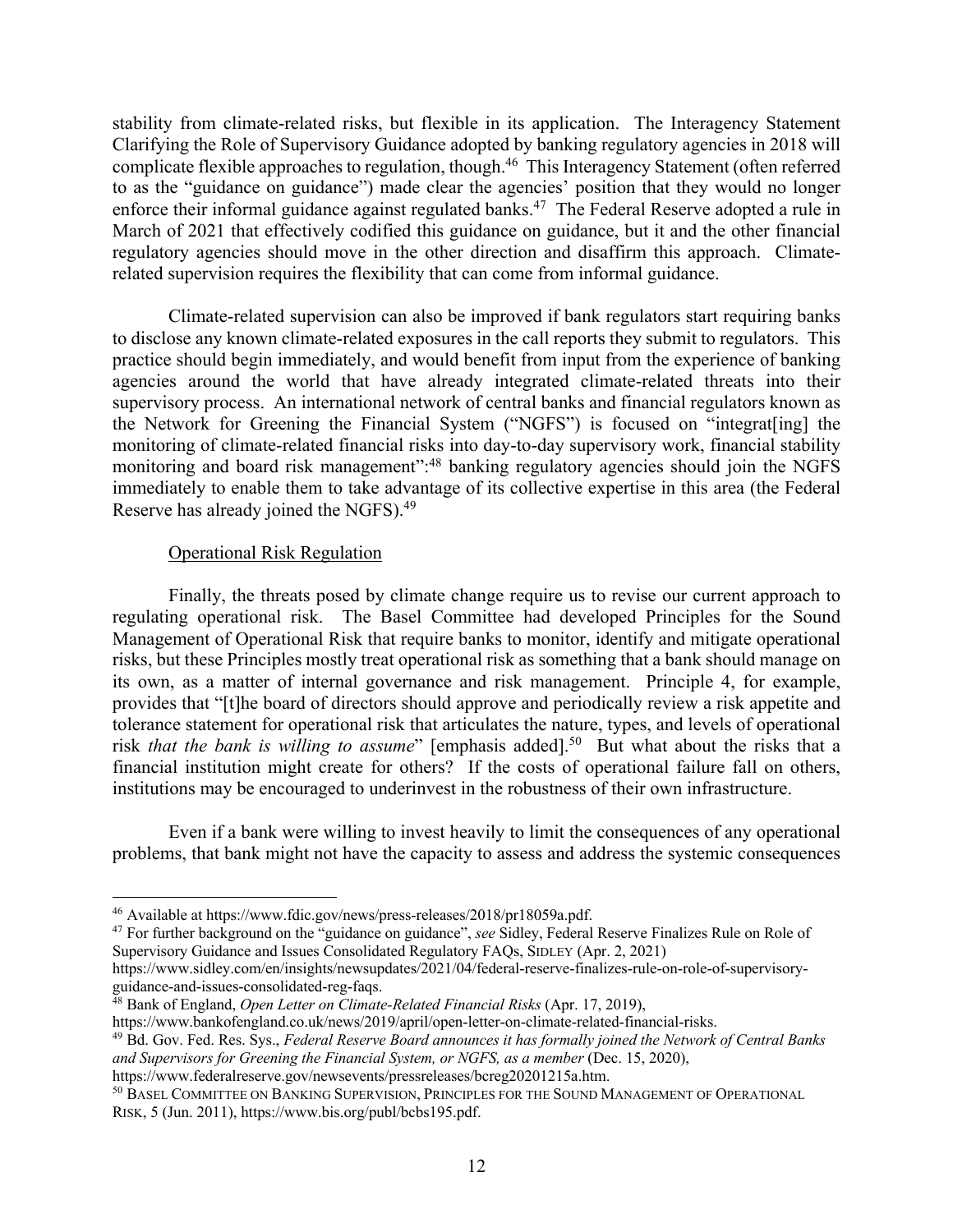stability from climate-related risks, but flexible in its application. The Interagency Statement Clarifying the Role of Supervisory Guidance adopted by banking regulatory agencies in 2018 will complicate flexible approaches to regulation, though.[46] This Interagency Statement (often referred to as the "guidance on guidance") made clear the agencies' position that they would no longer enforce their informal guidance against regulated banks.[47] The Federal Reserve adopted a rule in March of 2021 that effectively codified this guidance on guidance, but it and the other financial regulatory agencies should move in the other direction and disaffirm this approach. Climate-related supervision requires the flexibility that can come from informal guidance.

Climate-related supervision can also be improved if bank regulators start requiring banks to disclose any known climate-related exposures in the call reports they submit to regulators. This practice should begin immediately, and would benefit from input from the experience of banking agencies around the world that have already integrated climate-related threats into their supervisory process. An international network of central banks and financial regulators known as the Network for Greening the Financial System ("NGFS") is focused on "integrat[ing] the monitoring of climate-related financial risks into day-to-day supervisory work, financial stability monitoring and board risk management":[48] banking regulatory agencies should join the NGFS immediately to enable them to take advantage of its collective expertise in this area (the Federal Reserve has already joined the NGFS).[49]

<u>Operational Risk Regulation</u>

Finally, the threats posed by climate change require us to revise our current approach to regulating operational risk. The Basel Committee had developed Principles for the Sound Management of Operational Risk that require banks to monitor, identify and mitigate operational risks, but these Principles mostly treat operational risk as something that a bank should manage on its own, as a matter of internal governance and risk management. Principle 4, for example, provides that "[t]he board of directors should approve and periodically review a risk appetite and tolerance statement for operational risk that articulates the nature, types, and levels of operational risk *that the bank is willing to assume*" [emphasis added].[50] But what about the risks that a financial institution might create for others? If the costs of operational failure fall on others, institutions may be encouraged to underinvest in the robustness of their own infrastructure.

Even if a bank were willing to invest heavily to limit the consequences of any operational problems, that bank might not have the capacity to assess and address the systemic consequences

---

[46] Available at https://www.fdic.gov/news/press-releases/2018/pr18059a.pdf.

[47] For further background on the "guidance on guidance", *see* Sidley, Federal Reserve Finalizes Rule on Role of Supervisory Guidance and Issues Consolidated Regulatory FAQs, SIDLEY (Apr. 2, 2021) https://www.sidley.com/en/insights/newsupdates/2021/04/federal-reserve-finalizes-rule-on-role-of-supervisory-guidance-and-issues-consolidated-reg-faqs.

[48] Bank of England, *Open Letter on Climate-Related Financial Risks* (Apr. 17, 2019), https://www.bankofengland.co.uk/news/2019/april/open-letter-on-climate-related-financial-risks.

[49] Bd. Gov. Fed. Res. Sys., *Federal Reserve Board announces it has formally joined the Network of Central Banks and Supervisors for Greening the Financial System, or NGFS, as a member* (Dec. 15, 2020), https://www.federalreserve.gov/newsevents/pressreleases/bcreg20201215a.htm.

[50] BASEL COMMITTEE ON BANKING SUPERVISION, PRINCIPLES FOR THE SOUND MANAGEMENT OF OPERATIONAL RISK, 5 (Jun. 2011), https://www.bis.org/publ/bcbs195.pdf.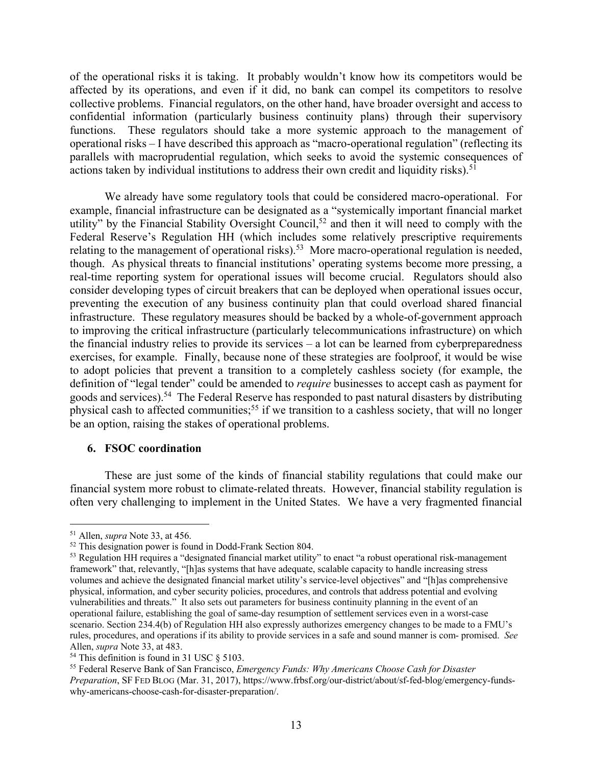of the operational risks it is taking. It probably wouldn't know how its competitors would be affected by its operations, and even if it did, no bank can compel its competitors to resolve collective problems. Financial regulators, on the other hand, have broader oversight and access to confidential information (particularly business continuity plans) through their supervisory functions. These regulators should take a more systemic approach to the management of operational risks – I have described this approach as "macro-operational regulation" (reflecting its parallels with macroprudential regulation, which seeks to avoid the systemic consequences of actions taken by individual institutions to address their own credit and liquidity risks).[51]

We already have some regulatory tools that could be considered macro-operational. For example, financial infrastructure can be designated as a "systemically important financial market utility" by the Financial Stability Oversight Council,[52] and then it will need to comply with the Federal Reserve's Regulation HH (which includes some relatively prescriptive requirements relating to the management of operational risks).[53] More macro-operational regulation is needed, though. As physical threats to financial institutions' operating systems become more pressing, a real-time reporting system for operational issues will become crucial. Regulators should also consider developing types of circuit breakers that can be deployed when operational issues occur, preventing the execution of any business continuity plan that could overload shared financial infrastructure. These regulatory measures should be backed by a whole-of-government approach to improving the critical infrastructure (particularly telecommunications infrastructure) on which the financial industry relies to provide its services – a lot can be learned from cyberpreparedness exercises, for example. Finally, because none of these strategies are foolproof, it would be wise to adopt policies that prevent a transition to a completely cashless society (for example, the definition of "legal tender" could be amended to *require* businesses to accept cash as payment for goods and services).[54] The Federal Reserve has responded to past natural disasters by distributing physical cash to affected communities;[55] if we transition to a cashless society, that will no longer be an option, raising the stakes of operational problems.

### 6. FSOC coordination

These are just some of the kinds of financial stability regulations that could make our financial system more robust to climate-related threats. However, financial stability regulation is often very challenging to implement in the United States. We have a very fragmented financial

---

[51] Allen, *supra* Note 33, at 456.

[52] This designation power is found in Dodd-Frank Section 804.

[53] Regulation HH requires a "designated financial market utility" to enact "a robust operational risk-management framework" that, relevantly, "[h]as systems that have adequate, scalable capacity to handle increasing stress volumes and achieve the designated financial market utility's service-level objectives" and "[h]as comprehensive physical, information, and cyber security policies, procedures, and controls that address potential and evolving vulnerabilities and threats." It also sets out parameters for business continuity planning in the event of an operational failure, establishing the goal of same-day resumption of settlement services even in a worst-case scenario. Section 234.4(b) of Regulation HH also expressly authorizes emergency changes to be made to a FMU's rules, procedures, and operations if its ability to provide services in a safe and sound manner is com- promised. *See* Allen, *supra* Note 33, at 483.

[54] This definition is found in 31 USC § 5103.

[55] Federal Reserve Bank of San Francisco, *Emergency Funds: Why Americans Choose Cash for Disaster Preparation*, SF FED BLOG (Mar. 31, 2017), https://www.frbsf.org/our-district/about/sf-fed-blog/emergency-funds-why-americans-choose-cash-for-disaster-preparation/.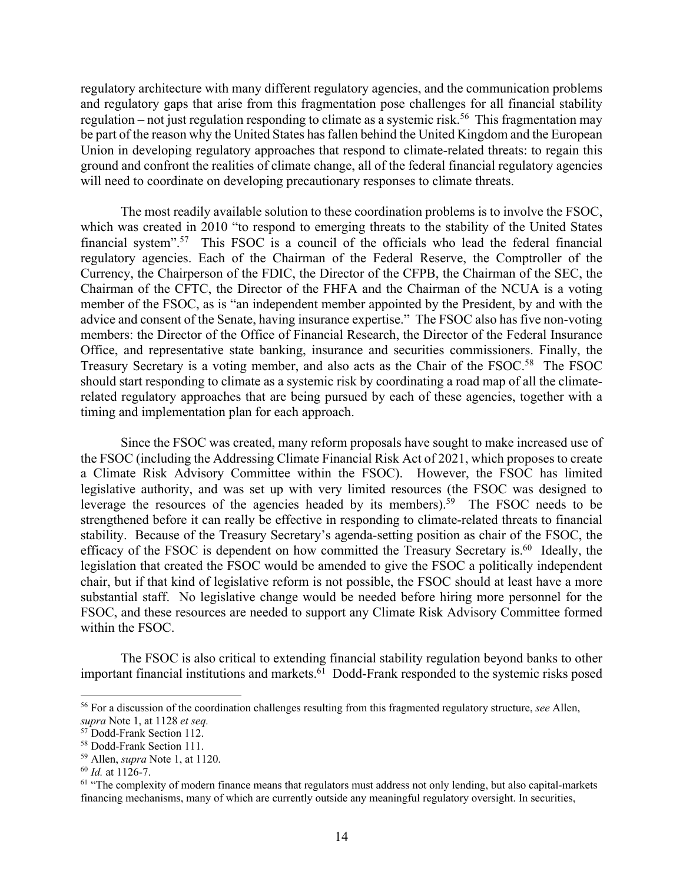regulatory architecture with many different regulatory agencies, and the communication problems and regulatory gaps that arise from this fragmentation pose challenges for all financial stability regulation – not just regulation responding to climate as a systemic risk.[56] This fragmentation may be part of the reason why the United States has fallen behind the United Kingdom and the European Union in developing regulatory approaches that respond to climate-related threats: to regain this ground and confront the realities of climate change, all of the federal financial regulatory agencies will need to coordinate on developing precautionary responses to climate threats.

The most readily available solution to these coordination problems is to involve the FSOC, which was created in 2010 "to respond to emerging threats to the stability of the United States financial system".[57] This FSOC is a council of the officials who lead the federal financial regulatory agencies. Each of the Chairman of the Federal Reserve, the Comptroller of the Currency, the Chairperson of the FDIC, the Director of the CFPB, the Chairman of the SEC, the Chairman of the CFTC, the Director of the FHFA and the Chairman of the NCUA is a voting member of the FSOC, as is "an independent member appointed by the President, by and with the advice and consent of the Senate, having insurance expertise." The FSOC also has five non-voting members: the Director of the Office of Financial Research, the Director of the Federal Insurance Office, and representative state banking, insurance and securities commissioners. Finally, the Treasury Secretary is a voting member, and also acts as the Chair of the FSOC.[58] The FSOC should start responding to climate as a systemic risk by coordinating a road map of all the climate-related regulatory approaches that are being pursued by each of these agencies, together with a timing and implementation plan for each approach.

Since the FSOC was created, many reform proposals have sought to make increased use of the FSOC (including the Addressing Climate Financial Risk Act of 2021, which proposes to create a Climate Risk Advisory Committee within the FSOC). However, the FSOC has limited legislative authority, and was set up with very limited resources (the FSOC was designed to leverage the resources of the agencies headed by its members).[59] The FSOC needs to be strengthened before it can really be effective in responding to climate-related threats to financial stability. Because of the Treasury Secretary's agenda-setting position as chair of the FSOC, the efficacy of the FSOC is dependent on how committed the Treasury Secretary is.[60] Ideally, the legislation that created the FSOC would be amended to give the FSOC a politically independent chair, but if that kind of legislative reform is not possible, the FSOC should at least have a more substantial staff. No legislative change would be needed before hiring more personnel for the FSOC, and these resources are needed to support any Climate Risk Advisory Committee formed within the FSOC.

The FSOC is also critical to extending financial stability regulation beyond banks to other important financial institutions and markets.[61] Dodd-Frank responded to the systemic risks posed

---

[56] For a discussion of the coordination challenges resulting from this fragmented regulatory structure, *see* Allen, *supra* Note 1, at 1128 *et seq.*

[57] Dodd-Frank Section 112.

[58] Dodd-Frank Section 111.

[59] Allen, *supra* Note 1, at 1120.

[60] *Id.* at 1126-7.

[61] "The complexity of modern finance means that regulators must address not only lending, but also capital-markets financing mechanisms, many of which are currently outside any meaningful regulatory oversight. In securities,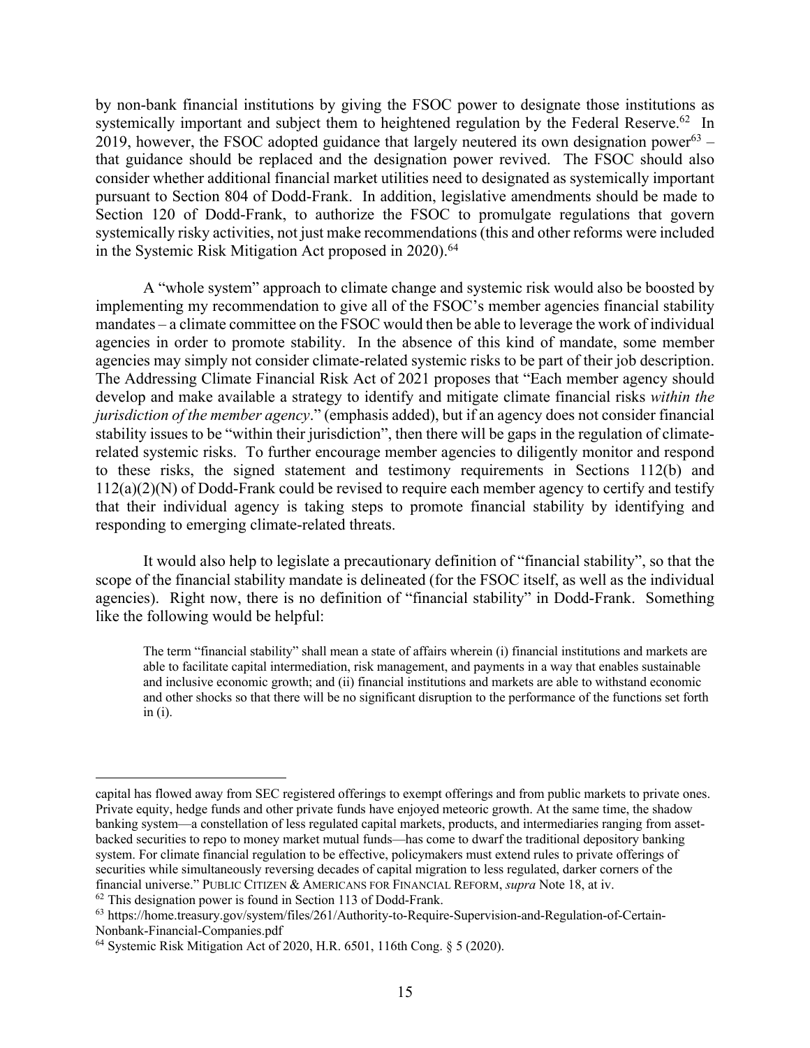by non-bank financial institutions by giving the FSOC power to designate those institutions as systemically important and subject them to heightened regulation by the Federal Reserve.[62] In 2019, however, the FSOC adopted guidance that largely neutered its own designation power[63] – that guidance should be replaced and the designation power revived. The FSOC should also consider whether additional financial market utilities need to designated as systemically important pursuant to Section 804 of Dodd-Frank. In addition, legislative amendments should be made to Section 120 of Dodd-Frank, to authorize the FSOC to promulgate regulations that govern systemically risky activities, not just make recommendations (this and other reforms were included in the Systemic Risk Mitigation Act proposed in 2020).[64]

A "whole system" approach to climate change and systemic risk would also be boosted by implementing my recommendation to give all of the FSOC's member agencies financial stability mandates – a climate committee on the FSOC would then be able to leverage the work of individual agencies in order to promote stability. In the absence of this kind of mandate, some member agencies may simply not consider climate-related systemic risks to be part of their job description. The Addressing Climate Financial Risk Act of 2021 proposes that "Each member agency should develop and make available a strategy to identify and mitigate climate financial risks *within the jurisdiction of the member agency*." (emphasis added), but if an agency does not consider financial stability issues to be "within their jurisdiction", then there will be gaps in the regulation of climate-related systemic risks. To further encourage member agencies to diligently monitor and respond to these risks, the signed statement and testimony requirements in Sections 112(b) and 112(a)(2)(N) of Dodd-Frank could be revised to require each member agency to certify and testify that their individual agency is taking steps to promote financial stability by identifying and responding to emerging climate-related threats.

It would also help to legislate a precautionary definition of "financial stability", so that the scope of the financial stability mandate is delineated (for the FSOC itself, as well as the individual agencies). Right now, there is no definition of "financial stability" in Dodd-Frank. Something like the following would be helpful:

> The term "financial stability" shall mean a state of affairs wherein (i) financial institutions and markets are able to facilitate capital intermediation, risk management, and payments in a way that enables sustainable and inclusive economic growth; and (ii) financial institutions and markets are able to withstand economic and other shocks so that there will be no significant disruption to the performance of the functions set forth in (i).

---

capital has flowed away from SEC registered offerings to exempt offerings and from public markets to private ones. Private equity, hedge funds and other private funds have enjoyed meteoric growth. At the same time, the shadow banking system—a constellation of less regulated capital markets, products, and intermediaries ranging from asset-backed securities to repo to money market mutual funds—has come to dwarf the traditional depository banking system. For climate financial regulation to be effective, policymakers must extend rules to private offerings of securities while simultaneously reversing decades of capital migration to less regulated, darker corners of the financial universe." PUBLIC CITIZEN & AMERICANS FOR FINANCIAL REFORM, *supra* Note 18, at iv.

[62] This designation power is found in Section 113 of Dodd-Frank.

[63] https://home.treasury.gov/system/files/261/Authority-to-Require-Supervision-and-Regulation-of-Certain-Nonbank-Financial-Companies.pdf

[64] Systemic Risk Mitigation Act of 2020, H.R. 6501, 116th Cong. § 5 (2020).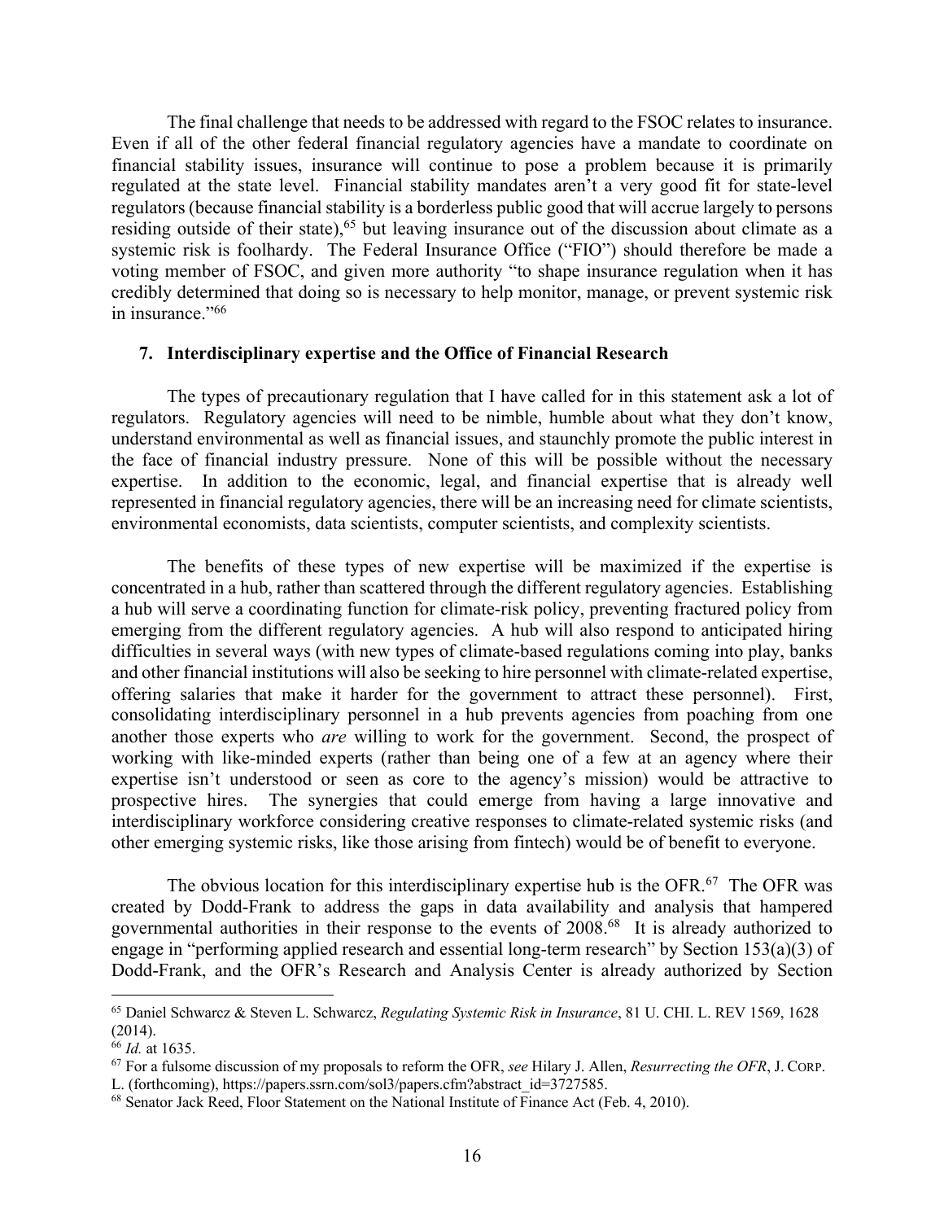The final challenge that needs to be addressed with regard to the FSOC relates to insurance. Even if all of the other federal financial regulatory agencies have a mandate to coordinate on financial stability issues, insurance will continue to pose a problem because it is primarily regulated at the state level. Financial stability mandates aren't a very good fit for state-level regulators (because financial stability is a borderless public good that will accrue largely to persons residing outside of their state),[65] but leaving insurance out of the discussion about climate as a systemic risk is foolhardy. The Federal Insurance Office ("FIO") should therefore be made a voting member of FSOC, and given more authority "to shape insurance regulation when it has credibly determined that doing so is necessary to help monitor, manage, or prevent systemic risk in insurance."[66]

### 7. Interdisciplinary expertise and the Office of Financial Research

The types of precautionary regulation that I have called for in this statement ask a lot of regulators. Regulatory agencies will need to be nimble, humble about what they don't know, understand environmental as well as financial issues, and staunchly promote the public interest in the face of financial industry pressure. None of this will be possible without the necessary expertise. In addition to the economic, legal, and financial expertise that is already well represented in financial regulatory agencies, there will be an increasing need for climate scientists, environmental economists, data scientists, computer scientists, and complexity scientists.

The benefits of these types of new expertise will be maximized if the expertise is concentrated in a hub, rather than scattered through the different regulatory agencies. Establishing a hub will serve a coordinating function for climate-risk policy, preventing fractured policy from emerging from the different regulatory agencies. A hub will also respond to anticipated hiring difficulties in several ways (with new types of climate-based regulations coming into play, banks and other financial institutions will also be seeking to hire personnel with climate-related expertise, offering salaries that make it harder for the government to attract these personnel). First, consolidating interdisciplinary personnel in a hub prevents agencies from poaching from one another those experts who *are* willing to work for the government. Second, the prospect of working with like-minded experts (rather than being one of a few at an agency where their expertise isn't understood or seen as core to the agency's mission) would be attractive to prospective hires. The synergies that could emerge from having a large innovative and interdisciplinary workforce considering creative responses to climate-related systemic risks (and other emerging systemic risks, like those arising from fintech) would be of benefit to everyone.

The obvious location for this interdisciplinary expertise hub is the OFR.[67] The OFR was created by Dodd-Frank to address the gaps in data availability and analysis that hampered governmental authorities in their response to the events of 2008.[68] It is already authorized to engage in "performing applied research and essential long-term research" by Section 153(a)(3) of Dodd-Frank, and the OFR's Research and Analysis Center is already authorized by Section

---

[65] Daniel Schwarcz & Steven L. Schwarcz, *Regulating Systemic Risk in Insurance*, 81 U. CHI. L. REV 1569, 1628 (2014).

[66] *Id.* at 1635.

[67] For a fulsome discussion of my proposals to reform the OFR, *see* Hilary J. Allen, *Resurrecting the OFR*, J. CORP. L. (forthcoming), https://papers.ssrn.com/sol3/papers.cfm?abstract_id=3727585.

[68] Senator Jack Reed, Floor Statement on the National Institute of Finance Act (Feb. 4, 2010).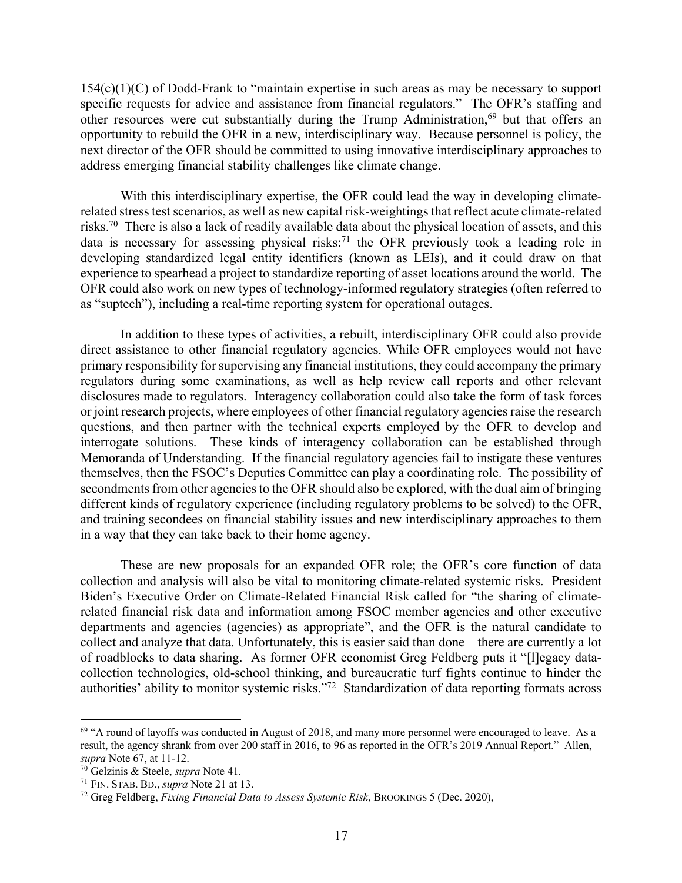154(c)(1)(C) of Dodd-Frank to "maintain expertise in such areas as may be necessary to support specific requests for advice and assistance from financial regulators." The OFR's staffing and other resources were cut substantially during the Trump Administration,[69] but that offers an opportunity to rebuild the OFR in a new, interdisciplinary way. Because personnel is policy, the next director of the OFR should be committed to using innovative interdisciplinary approaches to address emerging financial stability challenges like climate change.

With this interdisciplinary expertise, the OFR could lead the way in developing climate-related stress test scenarios, as well as new capital risk-weightings that reflect acute climate-related risks.[70] There is also a lack of readily available data about the physical location of assets, and this data is necessary for assessing physical risks:[71] the OFR previously took a leading role in developing standardized legal entity identifiers (known as LEIs), and it could draw on that experience to spearhead a project to standardize reporting of asset locations around the world. The OFR could also work on new types of technology-informed regulatory strategies (often referred to as "suptech"), including a real-time reporting system for operational outages.

In addition to these types of activities, a rebuilt, interdisciplinary OFR could also provide direct assistance to other financial regulatory agencies. While OFR employees would not have primary responsibility for supervising any financial institutions, they could accompany the primary regulators during some examinations, as well as help review call reports and other relevant disclosures made to regulators. Interagency collaboration could also take the form of task forces or joint research projects, where employees of other financial regulatory agencies raise the research questions, and then partner with the technical experts employed by the OFR to develop and interrogate solutions. These kinds of interagency collaboration can be established through Memoranda of Understanding. If the financial regulatory agencies fail to instigate these ventures themselves, then the FSOC's Deputies Committee can play a coordinating role. The possibility of secondments from other agencies to the OFR should also be explored, with the dual aim of bringing different kinds of regulatory experience (including regulatory problems to be solved) to the OFR, and training secondees on financial stability issues and new interdisciplinary approaches to them in a way that they can take back to their home agency.

These are new proposals for an expanded OFR role; the OFR's core function of data collection and analysis will also be vital to monitoring climate-related systemic risks. President Biden's Executive Order on Climate-Related Financial Risk called for "the sharing of climate-related financial risk data and information among FSOC member agencies and other executive departments and agencies (agencies) as appropriate", and the OFR is the natural candidate to collect and analyze that data. Unfortunately, this is easier said than done – there are currently a lot of roadblocks to data sharing. As former OFR economist Greg Feldberg puts it "[l]egacy data-collection technologies, old-school thinking, and bureaucratic turf fights continue to hinder the authorities' ability to monitor systemic risks."[72] Standardization of data reporting formats across

---

[69] "A round of layoffs was conducted in August of 2018, and many more personnel were encouraged to leave. As a result, the agency shrank from over 200 staff in 2016, to 96 as reported in the OFR's 2019 Annual Report." Allen, *supra* Note 67, at 11-12.

[70] Gelzinis & Steele, *supra* Note 41.

[71] FIN. STAB. BD., *supra* Note 21 at 13.

[72] Greg Feldberg, *Fixing Financial Data to Assess Systemic Risk*, BROOKINGS 5 (Dec. 2020),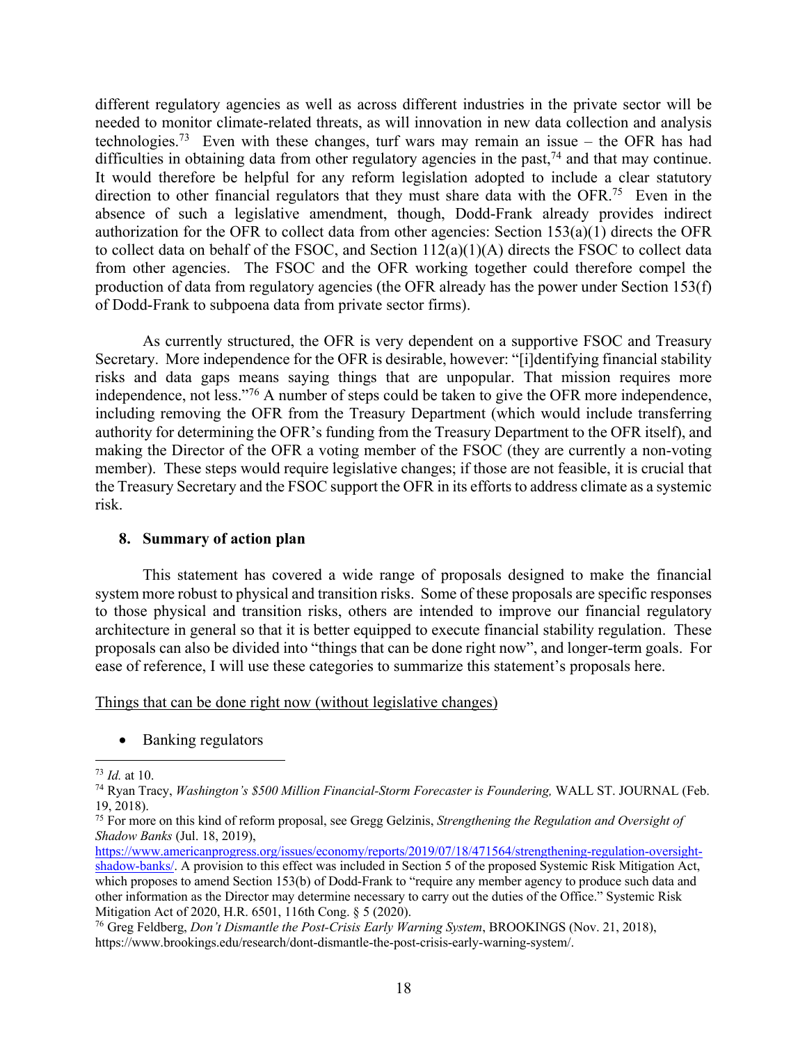different regulatory agencies as well as across different industries in the private sector will be needed to monitor climate-related threats, as will innovation in new data collection and analysis technologies.[73] Even with these changes, turf wars may remain an issue – the OFR has had difficulties in obtaining data from other regulatory agencies in the past,[74] and that may continue. It would therefore be helpful for any reform legislation adopted to include a clear statutory direction to other financial regulators that they must share data with the OFR.[75] Even in the absence of such a legislative amendment, though, Dodd-Frank already provides indirect authorization for the OFR to collect data from other agencies: Section 153(a)(1) directs the OFR to collect data on behalf of the FSOC, and Section 112(a)(1)(A) directs the FSOC to collect data from other agencies. The FSOC and the OFR working together could therefore compel the production of data from regulatory agencies (the OFR already has the power under Section 153(f) of Dodd-Frank to subpoena data from private sector firms).

As currently structured, the OFR is very dependent on a supportive FSOC and Treasury Secretary. More independence for the OFR is desirable, however: "[i]dentifying financial stability risks and data gaps means saying things that are unpopular. That mission requires more independence, not less."[76] A number of steps could be taken to give the OFR more independence, including removing the OFR from the Treasury Department (which would include transferring authority for determining the OFR's funding from the Treasury Department to the OFR itself), and making the Director of the OFR a voting member of the FSOC (they are currently a non-voting member). These steps would require legislative changes; if those are not feasible, it is crucial that the Treasury Secretary and the FSOC support the OFR in its efforts to address climate as a systemic risk.

### 8. Summary of action plan

This statement has covered a wide range of proposals designed to make the financial system more robust to physical and transition risks. Some of these proposals are specific responses to those physical and transition risks, others are intended to improve our financial regulatory architecture in general so that it is better equipped to execute financial stability regulation. These proposals can also be divided into "things that can be done right now", and longer-term goals. For ease of reference, I will use these categories to summarize this statement's proposals here.

<u>Things that can be done right now (without legislative changes)</u>

- Banking regulators

---

[73] *Id.* at 10.

[74] Ryan Tracy, *Washington's $500 Million Financial-Storm Forecaster is Foundering,* WALL ST. JOURNAL (Feb. 19, 2018).

[75] For more on this kind of reform proposal, see Gregg Gelzinis, *Strengthening the Regulation and Oversight of Shadow Banks* (Jul. 18, 2019), https://www.americanprogress.org/issues/economy/reports/2019/07/18/471564/strengthening-regulation-oversight-shadow-banks/. A provision to this effect was included in Section 5 of the proposed Systemic Risk Mitigation Act, which proposes to amend Section 153(b) of Dodd-Frank to "require any member agency to produce such data and other information as the Director may determine necessary to carry out the duties of the Office." Systemic Risk Mitigation Act of 2020, H.R. 6501, 116th Cong. § 5 (2020).

[76] Greg Feldberg, *Don't Dismantle the Post-Crisis Early Warning System*, BROOKINGS (Nov. 21, 2018), https://www.brookings.edu/research/dont-dismantle-the-post-crisis-early-warning-system/.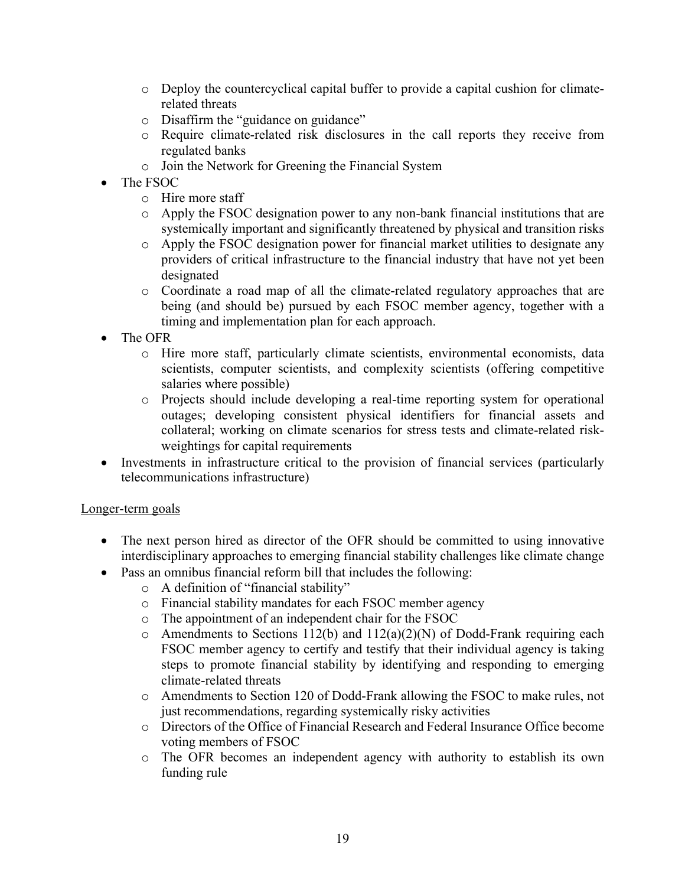- Deploy the countercyclical capital buffer to provide a capital cushion for climate-related threats
  - Disaffirm the "guidance on guidance"
  - Require climate-related risk disclosures in the call reports they receive from regulated banks
  - Join the Network for Greening the Financial System
- The FSOC
  - Hire more staff
  - Apply the FSOC designation power to any non-bank financial institutions that are systemically important and significantly threatened by physical and transition risks
  - Apply the FSOC designation power for financial market utilities to designate any providers of critical infrastructure to the financial industry that have not yet been designated
  - Coordinate a road map of all the climate-related regulatory approaches that are being (and should be) pursued by each FSOC member agency, together with a timing and implementation plan for each approach.
- The OFR
  - Hire more staff, particularly climate scientists, environmental economists, data scientists, computer scientists, and complexity scientists (offering competitive salaries where possible)
  - Projects should include developing a real-time reporting system for operational outages; developing consistent physical identifiers for financial assets and collateral; working on climate scenarios for stress tests and climate-related risk-weightings for capital requirements
- Investments in infrastructure critical to the provision of financial services (particularly telecommunications infrastructure)

<u>Longer-term goals</u>

- The next person hired as director of the OFR should be committed to using innovative interdisciplinary approaches to emerging financial stability challenges like climate change
- Pass an omnibus financial reform bill that includes the following:
  - A definition of "financial stability"
  - Financial stability mandates for each FSOC member agency
  - The appointment of an independent chair for the FSOC
  - Amendments to Sections 112(b) and 112(a)(2)(N) of Dodd-Frank requiring each FSOC member agency to certify and testify that their individual agency is taking steps to promote financial stability by identifying and responding to emerging climate-related threats
  - Amendments to Section 120 of Dodd-Frank allowing the FSOC to make rules, not just recommendations, regarding systemically risky activities
  - Directors of the Office of Financial Research and Federal Insurance Office become voting members of FSOC
  - The OFR becomes an independent agency with authority to establish its own funding rule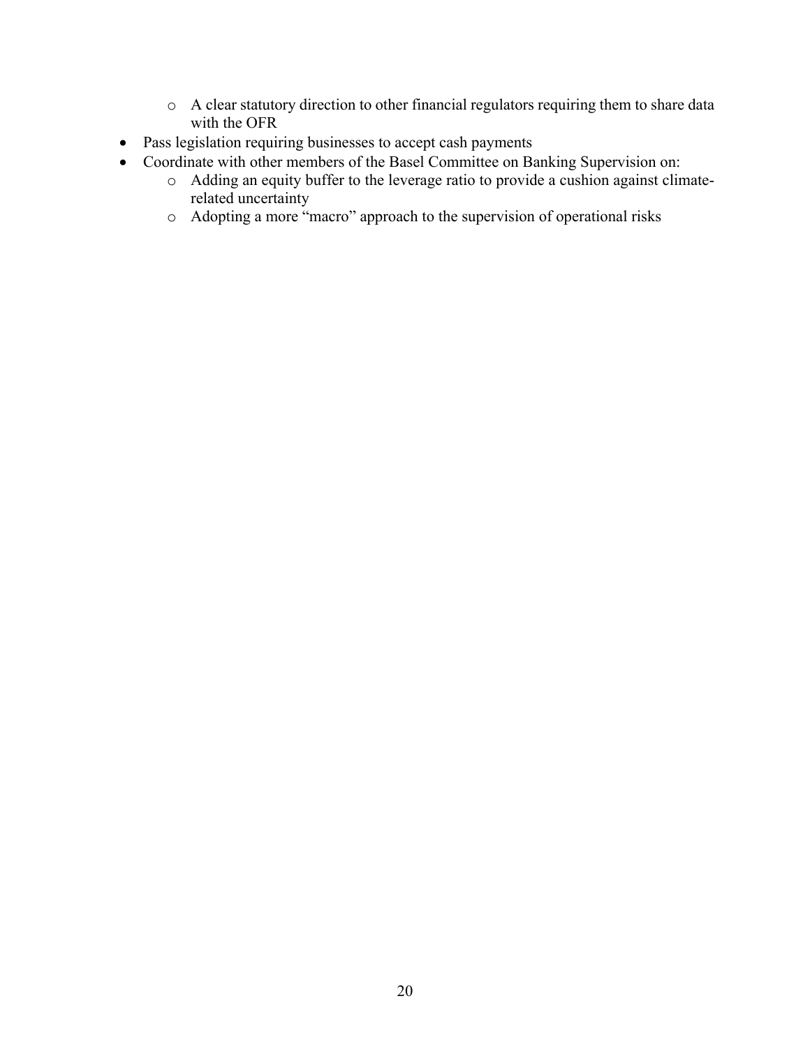- A clear statutory direction to other financial regulators requiring them to share data with the OFR
- Pass legislation requiring businesses to accept cash payments
- Coordinate with other members of the Basel Committee on Banking Supervision on:
    - Adding an equity buffer to the leverage ratio to provide a cushion against climate-related uncertainty
    - Adopting a more "macro" approach to the supervision of operational risks